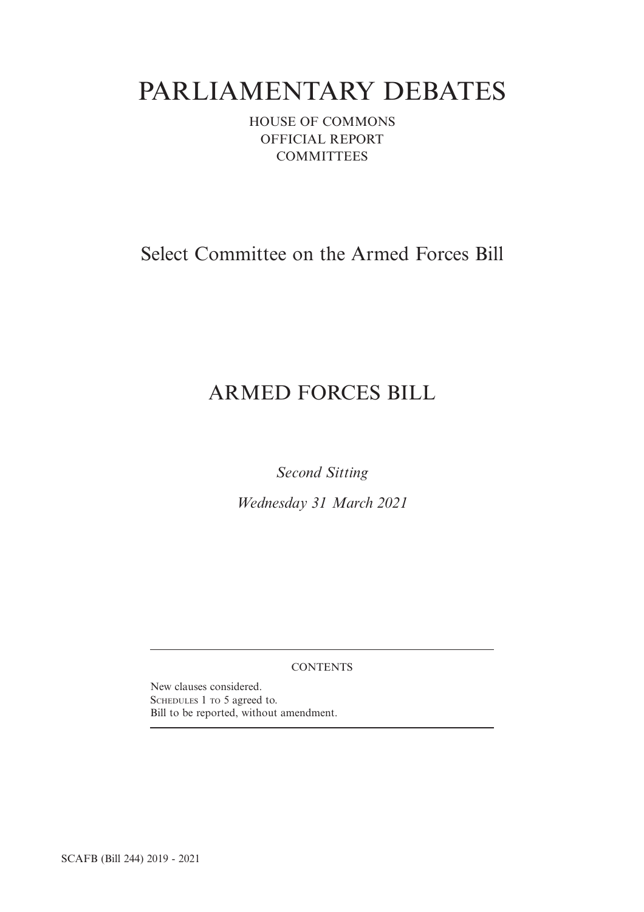# PARLIAMENTARY DEBATES

HOUSE OF COMMONS
OFFICIAL REPORT
COMMITTEES

## Select Committee on the Armed Forces Bill

## ARMED FORCES BILL

*Second Sitting*

*Wednesday 31 March 2021*

---

CONTENTS

New clauses considered.
SCHEDULES 1 TO 5 agreed to.
Bill to be reported, without amendment.

---

SCAFB (Bill 244) 2019 - 2021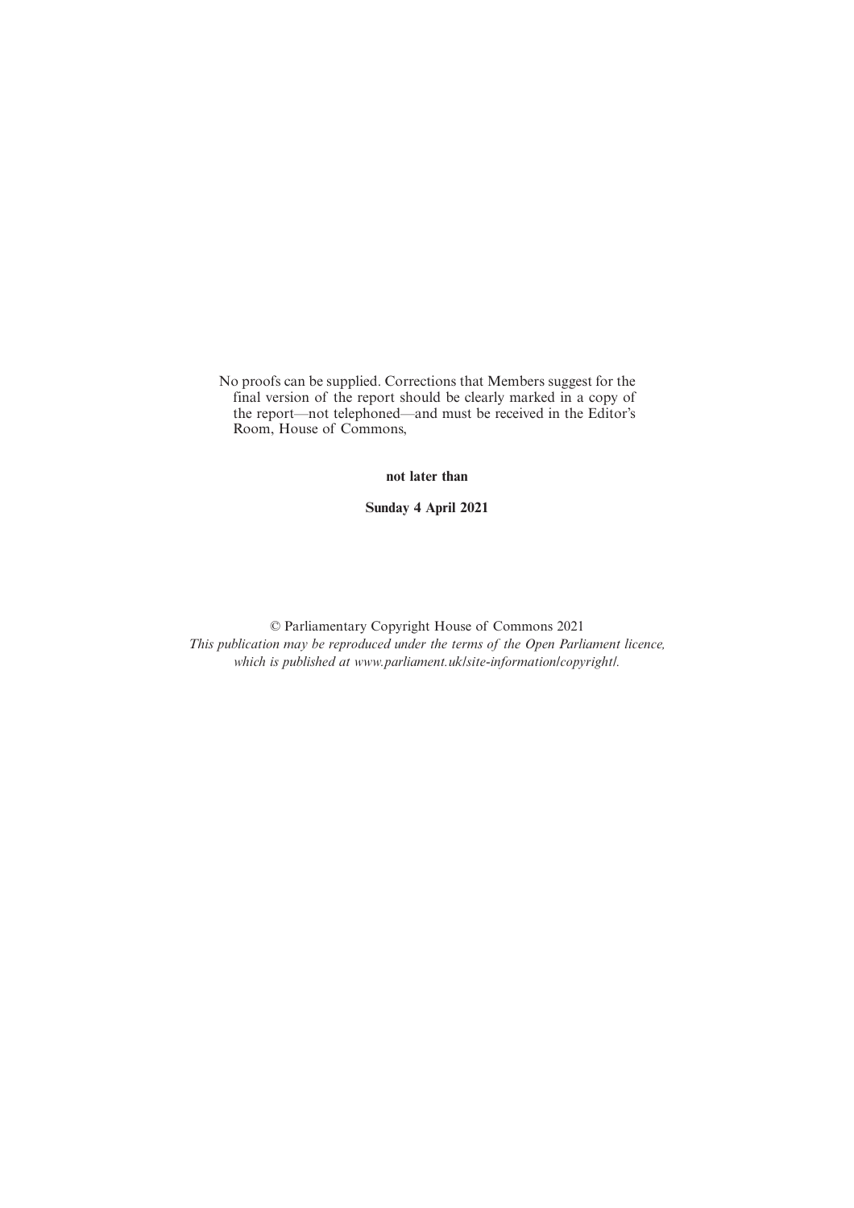No proofs can be supplied. Corrections that Members suggest for the final version of the report should be clearly marked in a copy of the report—not telephoned—and must be received in the Editor's Room, House of Commons,

**not later than**

**Sunday 4 April 2021**

© Parliamentary Copyright House of Commons 2021

*This publication may be reproduced under the terms of the Open Parliament licence, which is published at www.parliament.uk/site-information/copyright/.*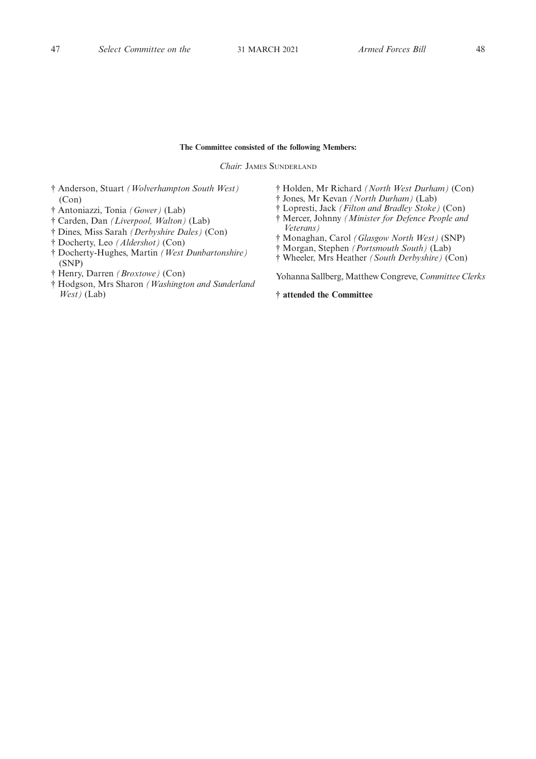**The Committee consisted of the following Members:**

*Chair:* James Sunderland

† Anderson, Stuart *(Wolverhampton South West)* (Con)
† Antoniazzi, Tonia *(Gower)* (Lab)
† Carden, Dan *(Liverpool, Walton)* (Lab)
† Dines, Miss Sarah *(Derbyshire Dales)* (Con)
† Docherty, Leo *(Aldershot)* (Con)
† Docherty-Hughes, Martin *(West Dunbartonshire)* (SNP)
† Henry, Darren *(Broxtowe)* (Con)
† Hodgson, Mrs Sharon *(Washington and Sunderland West)* (Lab)
† Holden, Mr Richard *(North West Durham)* (Con)
† Jones, Mr Kevan *(North Durham)* (Lab)
† Lopresti, Jack *(Filton and Bradley Stoke)* (Con)
† Mercer, Johnny *(Minister for Defence People and Veterans)*
† Monaghan, Carol *(Glasgow North West)* (SNP)
† Morgan, Stephen *(Portsmouth South)* (Lab)
† Wheeler, Mrs Heather *(South Derbyshire)* (Con)

Yohanna Sallberg, Matthew Congreve, *Committee Clerks*

**† attended the Committee**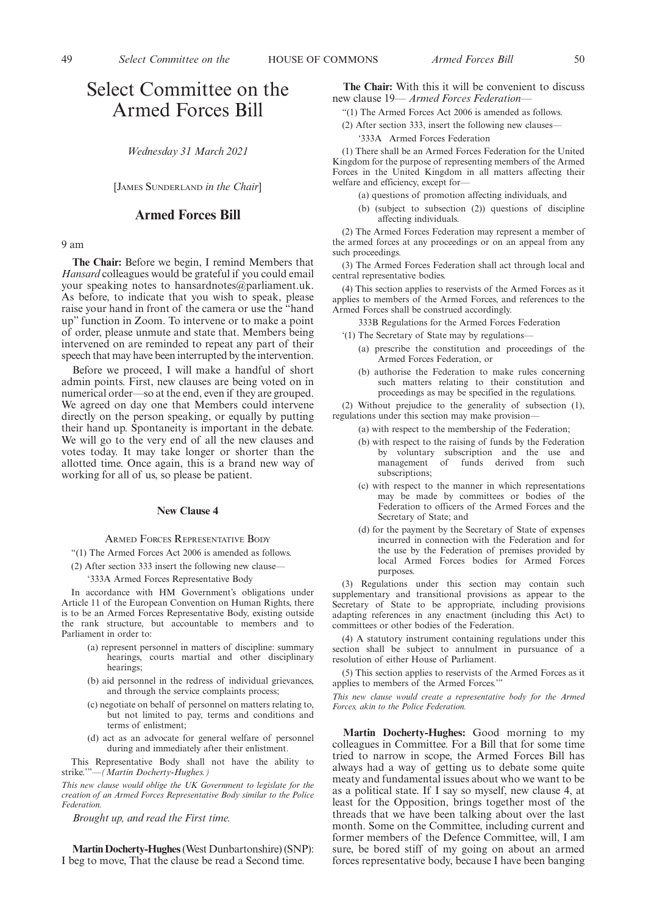# Select Committee on the Armed Forces Bill

*Wednesday 31 March 2021*

[James Sunderland *in the Chair*]

## Armed Forces Bill

9 am

**The Chair:** Before we begin, I remind Members that *Hansard* colleagues would be grateful if you could email your speaking notes to hansardnotes@parliament.uk. As before, to indicate that you wish to speak, please raise your hand in front of the camera or use the "hand up" function in Zoom. To intervene or to make a point of order, please unmute and state that. Members being intervened on are reminded to repeat any part of their speech that may have been interrupted by the intervention.

Before we proceed, I will make a handful of short admin points. First, new clauses are being voted on in numerical order—so at the end, even if they are grouped. We agreed on day one that Members could intervene directly on the person speaking, or equally by putting their hand up. Spontaneity is important in the debate. We will go to the very end of all the new clauses and votes today. It may take longer or shorter than the allotted time. Once again, this is a brand new way of working for all of us, so please be patient.

### New Clause 4

Armed Forces Representative Body

"(1) The Armed Forces Act 2006 is amended as follows.

(2) After section 333 insert the following new clause—

'333A Armed Forces Representative Body

In accordance with HM Government's obligations under Article 11 of the European Convention on Human Rights, there is to be an Armed Forces Representative Body, existing outside the rank structure, but accountable to members and to Parliament in order to:

(a) represent personnel in matters of discipline: summary hearings, courts martial and other disciplinary hearings;

(b) aid personnel in the redress of individual grievances, and through the service complaints process;

(c) negotiate on behalf of personnel on matters relating to, but not limited to pay, terms and conditions and terms of enlistment;

(d) act as an advocate for general welfare of personnel during and immediately after their enlistment.

This Representative Body shall not have the ability to strike.'"—*(Martin Docherty-Hughes.)*

*This new clause would oblige the UK Government to legislate for the creation of an Armed Forces Representative Body similar to the Police Federation.*

*Brought up, and read the First time.*

**Martin Docherty-Hughes** (West Dunbartonshire) (SNP): I beg to move, That the clause be read a Second time.

**The Chair:** With this it will be convenient to discuss new clause 19— *Armed Forces Federation*—

"(1) The Armed Forces Act 2006 is amended as follows.

(2) After section 333, insert the following new clauses—

'333A Armed Forces Federation

(1) There shall be an Armed Forces Federation for the United Kingdom for the purpose of representing members of the Armed Forces in the United Kingdom in all matters affecting their welfare and efficiency, except for—

(a) questions of promotion affecting individuals, and

(b) (subject to subsection (2)) questions of discipline affecting individuals.

(2) The Armed Forces Federation may represent a member of the armed forces at any proceedings or on an appeal from any such proceedings.

(3) The Armed Forces Federation shall act through local and central representative bodies.

(4) This section applies to reservists of the Armed Forces as it applies to members of the Armed Forces, and references to the Armed Forces shall be construed accordingly.

333B Regulations for the Armed Forces Federation

'(1) The Secretary of State may by regulations—

(a) prescribe the constitution and proceedings of the Armed Forces Federation, or

(b) authorise the Federation to make rules concerning such matters relating to their constitution and proceedings as may be specified in the regulations.

(2) Without prejudice to the generality of subsection (1), regulations under this section may make provision—

(a) with respect to the membership of the Federation;

(b) with respect to the raising of funds by the Federation by voluntary subscription and the use and management of funds derived from such subscriptions;

(c) with respect to the manner in which representations may be made by committees or bodies of the Federation to officers of the Armed Forces and the Secretary of State; and

(d) for the payment by the Secretary of State of expenses incurred in connection with the Federation and for the use by the Federation of premises provided by local Armed Forces bodies for Armed Forces purposes.

(3) Regulations under this section may contain such supplementary and transitional provisions as appear to the Secretary of State to be appropriate, including provisions adapting references in any enactment (including this Act) to committees or other bodies of the Federation.

(4) A statutory instrument containing regulations under this section shall be subject to annulment in pursuance of a resolution of either House of Parliament.

(5) This section applies to reservists of the Armed Forces as it applies to members of the Armed Forces.'"

*This new clause would create a representative body for the Armed Forces, akin to the Police Federation.*

**Martin Docherty-Hughes:** Good morning to my colleagues in Committee. For a Bill that for some time tried to narrow in scope, the Armed Forces Bill has always had a way of getting us to debate some quite meaty and fundamental issues about who we want to be as a political state. If I say so myself, new clause 4, at least for the Opposition, brings together most of the threads that we have been talking about over the last month. Some on the Committee, including current and former members of the Defence Committee, will, I am sure, be bored stiff of my going on about an armed forces representative body, because I have been banging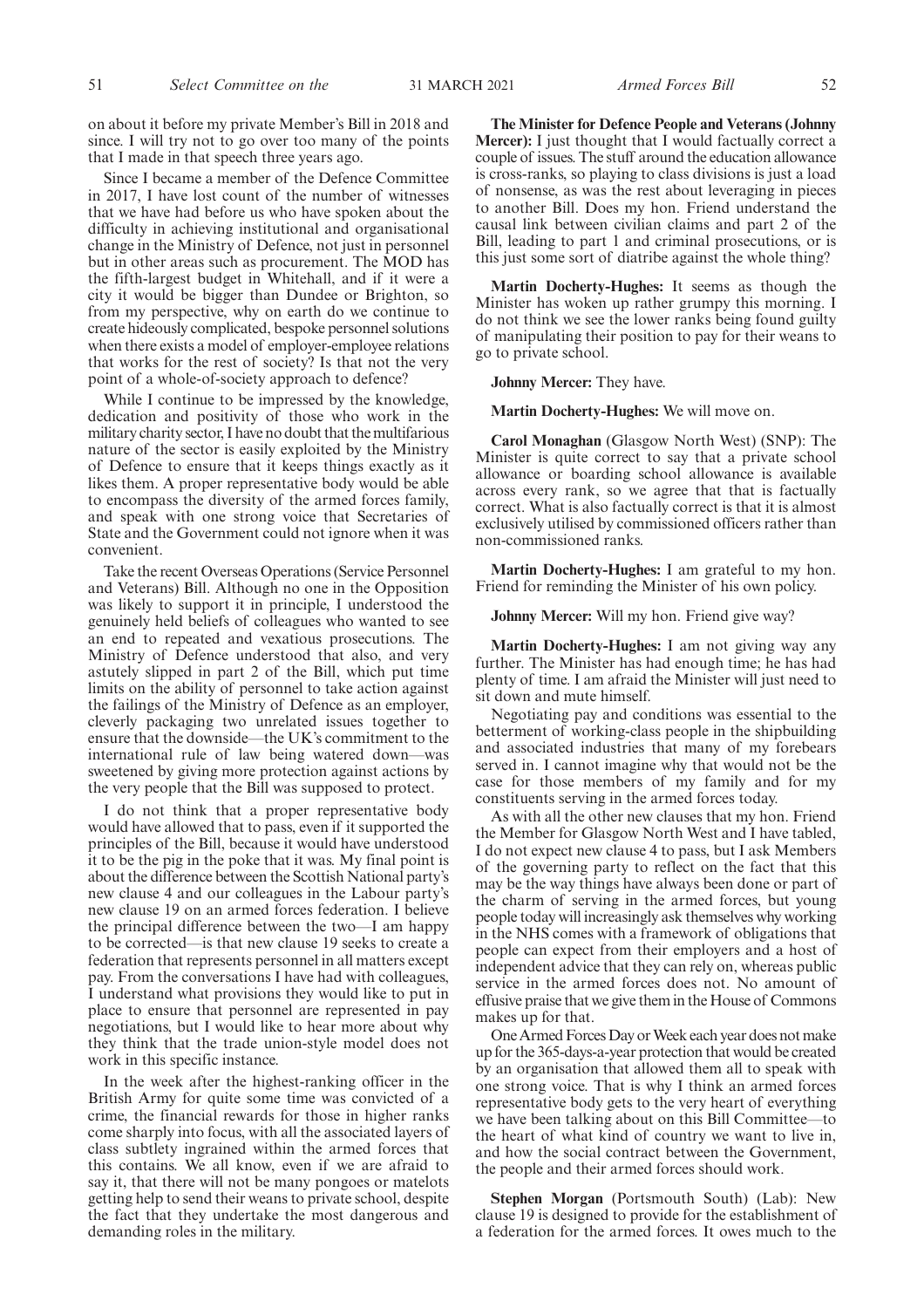on about it before my private Member's Bill in 2018 and since. I will try not to go over too many of the points that I made in that speech three years ago.

Since I became a member of the Defence Committee in 2017, I have lost count of the number of witnesses that we have had before us who have spoken about the difficulty in achieving institutional and organisational change in the Ministry of Defence, not just in personnel but in other areas such as procurement. The MOD has the fifth-largest budget in Whitehall, and if it were a city it would be bigger than Dundee or Brighton, so from my perspective, why on earth do we continue to create hideously complicated, bespoke personnel solutions when there exists a model of employer-employee relations that works for the rest of society? Is that not the very point of a whole-of-society approach to defence?

While I continue to be impressed by the knowledge, dedication and positivity of those who work in the military charity sector, I have no doubt that the multifarious nature of the sector is easily exploited by the Ministry of Defence to ensure that it keeps things exactly as it likes them. A proper representative body would be able to encompass the diversity of the armed forces family, and speak with one strong voice that Secretaries of State and the Government could not ignore when it was convenient.

Take the recent Overseas Operations (Service Personnel and Veterans) Bill. Although no one in the Opposition was likely to support it in principle, I understood the genuinely held beliefs of colleagues who wanted to see an end to repeated and vexatious prosecutions. The Ministry of Defence understood that also, and very astutely slipped in part 2 of the Bill, which put time limits on the ability of personnel to take action against the failings of the Ministry of Defence as an employer, cleverly packaging two unrelated issues together to ensure that the downside—the UK's commitment to the international rule of law being watered down—was sweetened by giving more protection against actions by the very people that the Bill was supposed to protect.

I do not think that a proper representative body would have allowed that to pass, even if it supported the principles of the Bill, because it would have understood it to be the pig in the poke that it was. My final point is about the difference between the Scottish National party's new clause 4 and our colleagues in the Labour party's new clause 19 on an armed forces federation. I believe the principal difference between the two—I am happy to be corrected—is that new clause 19 seeks to create a federation that represents personnel in all matters except pay. From the conversations I have had with colleagues, I understand what provisions they would like to put in place to ensure that personnel are represented in pay negotiations, but I would like to hear more about why they think that the trade union-style model does not work in this specific instance.

In the week after the highest-ranking officer in the British Army for quite some time was convicted of a crime, the financial rewards for those in higher ranks come sharply into focus, with all the associated layers of class subtlety ingrained within the armed forces that this contains. We all know, even if we are afraid to say it, that there will not be many pongoes or matelots getting help to send their weans to private school, despite the fact that they undertake the most dangerous and demanding roles in the military.

**The Minister for Defence People and Veterans (Johnny Mercer):** I just thought that I would factually correct a couple of issues. The stuff around the education allowance is cross-ranks, so playing to class divisions is just a load of nonsense, as was the rest about leveraging in pieces to another Bill. Does my hon. Friend understand the causal link between civilian claims and part 2 of the Bill, leading to part 1 and criminal prosecutions, or is this just some sort of diatribe against the whole thing?

**Martin Docherty-Hughes:** It seems as though the Minister has woken up rather grumpy this morning. I do not think we see the lower ranks being found guilty of manipulating their position to pay for their weans to go to private school.

**Johnny Mercer:** They have.

**Martin Docherty-Hughes:** We will move on.

**Carol Monaghan** (Glasgow North West) (SNP): The Minister is quite correct to say that a private school allowance or boarding school allowance is available across every rank, so we agree that that is factually correct. What is also factually correct is that it is almost exclusively utilised by commissioned officers rather than non-commissioned ranks.

**Martin Docherty-Hughes:** I am grateful to my hon. Friend for reminding the Minister of his own policy.

**Johnny Mercer:** Will my hon. Friend give way?

**Martin Docherty-Hughes:** I am not giving way any further. The Minister has had enough time; he has had plenty of time. I am afraid the Minister will just need to sit down and mute himself.

Negotiating pay and conditions was essential to the betterment of working-class people in the shipbuilding and associated industries that many of my forebears served in. I cannot imagine why that would not be the case for those members of my family and for my constituents serving in the armed forces today.

As with all the other new clauses that my hon. Friend the Member for Glasgow North West and I have tabled, I do not expect new clause 4 to pass, but I ask Members of the governing party to reflect on the fact that this may be the way things have always been done or part of the charm of serving in the armed forces, but young people today will increasingly ask themselves why working in the NHS comes with a framework of obligations that people can expect from their employers and a host of independent advice that they can rely on, whereas public service in the armed forces does not. No amount of effusive praise that we give them in the House of Commons makes up for that.

One Armed Forces Day or Week each year does not make up for the 365-days-a-year protection that would be created by an organisation that allowed them all to speak with one strong voice. That is why I think an armed forces representative body gets to the very heart of everything we have been talking about on this Bill Committee—to the heart of what kind of country we want to live in, and how the social contract between the Government, the people and their armed forces should work.

**Stephen Morgan** (Portsmouth South) (Lab): New clause 19 is designed to provide for the establishment of a federation for the armed forces. It owes much to the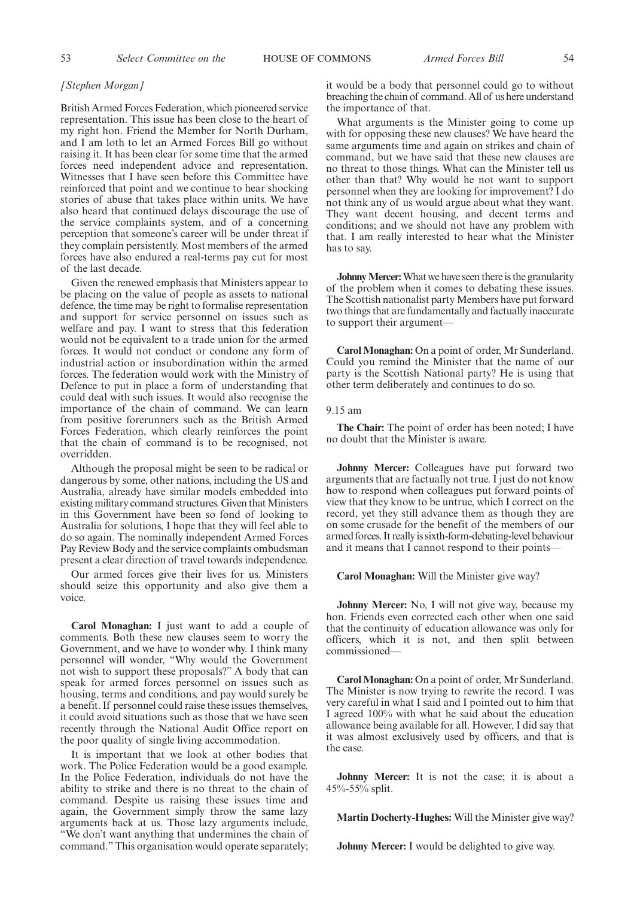*[Stephen Morgan]*

British Armed Forces Federation, which pioneered service representation. This issue has been close to the heart of my right hon. Friend the Member for North Durham, and I am loth to let an Armed Forces Bill go without raising it. It has been clear for some time that the armed forces need independent advice and representation. Witnesses that I have seen before this Committee have reinforced that point and we continue to hear shocking stories of abuse that takes place within units. We have also heard that continued delays discourage the use of the service complaints system, and of a concerning perception that someone's career will be under threat if they complain persistently. Most members of the armed forces have also endured a real-terms pay cut for most of the last decade.

Given the renewed emphasis that Ministers appear to be placing on the value of people as assets to national defence, the time may be right to formalise representation and support for service personnel on issues such as welfare and pay. I want to stress that this federation would not be equivalent to a trade union for the armed forces. It would not conduct or condone any form of industrial action or insubordination within the armed forces. The federation would work with the Ministry of Defence to put in place a form of understanding that could deal with such issues. It would also recognise the importance of the chain of command. We can learn from positive forerunners such as the British Armed Forces Federation, which clearly reinforces the point that the chain of command is to be recognised, not overridden.

Although the proposal might be seen to be radical or dangerous by some, other nations, including the US and Australia, already have similar models embedded into existing military command structures. Given that Ministers in this Government have been so fond of looking to Australia for solutions, I hope that they will feel able to do so again. The nominally independent Armed Forces Pay Review Body and the service complaints ombudsman present a clear direction of travel towards independence.

Our armed forces give their lives for us. Ministers should seize this opportunity and also give them a voice.

**Carol Monaghan:** I just want to add a couple of comments. Both these new clauses seem to worry the Government, and we have to wonder why. I think many personnel will wonder, "Why would the Government not wish to support these proposals?" A body that can speak for armed forces personnel on issues such as housing, terms and conditions, and pay would surely be a benefit. If personnel could raise these issues themselves, it could avoid situations such as those that we have seen recently through the National Audit Office report on the poor quality of single living accommodation.

It is important that we look at other bodies that work. The Police Federation would be a good example. In the Police Federation, individuals do not have the ability to strike and there is no threat to the chain of command. Despite us raising these issues time and again, the Government simply throw the same lazy arguments back at us. Those lazy arguments include, "We don't want anything that undermines the chain of command." This organisation would operate separately; it would be a body that personnel could go to without breaching the chain of command. All of us here understand the importance of that.

What arguments is the Minister going to come up with for opposing these new clauses? We have heard the same arguments time and again on strikes and chain of command, but we have said that these new clauses are no threat to those things. What can the Minister tell us other than that? Why would he not want to support personnel when they are looking for improvement? I do not think any of us would argue about what they want. They want decent housing, and decent terms and conditions; and we should not have any problem with that. I am really interested to hear what the Minister has to say.

**Johnny Mercer:** What we have seen there is the granularity of the problem when it comes to debating these issues. The Scottish nationalist party Members have put forward two things that are fundamentally and factually inaccurate to support their argument—

**Carol Monaghan:** On a point of order, Mr Sunderland. Could you remind the Minister that the name of our party is the Scottish National party? He is using that other term deliberately and continues to do so.

9.15 am

**The Chair:** The point of order has been noted; I have no doubt that the Minister is aware.

**Johnny Mercer:** Colleagues have put forward two arguments that are factually not true. I just do not know how to respond when colleagues put forward points of view that they know to be untrue, which I correct on the record, yet they still advance them as though they are on some crusade for the benefit of the members of our armed forces. It really is sixth-form-debating-level behaviour and it means that I cannot respond to their points—

**Carol Monaghan:** Will the Minister give way?

**Johnny Mercer:** No, I will not give way, because my hon. Friends even corrected each other when one said that the continuity of education allowance was only for officers, which it is not, and then split between commissioned—

**Carol Monaghan:** On a point of order, Mr Sunderland. The Minister is now trying to rewrite the record. I was very careful in what I said and I pointed out to him that I agreed 100% with what he said about the education allowance being available for all. However, I did say that it was almost exclusively used by officers, and that is the case.

**Johnny Mercer:** It is not the case; it is about a 45%-55% split.

**Martin Docherty-Hughes:** Will the Minister give way?

**Johnny Mercer:** I would be delighted to give way.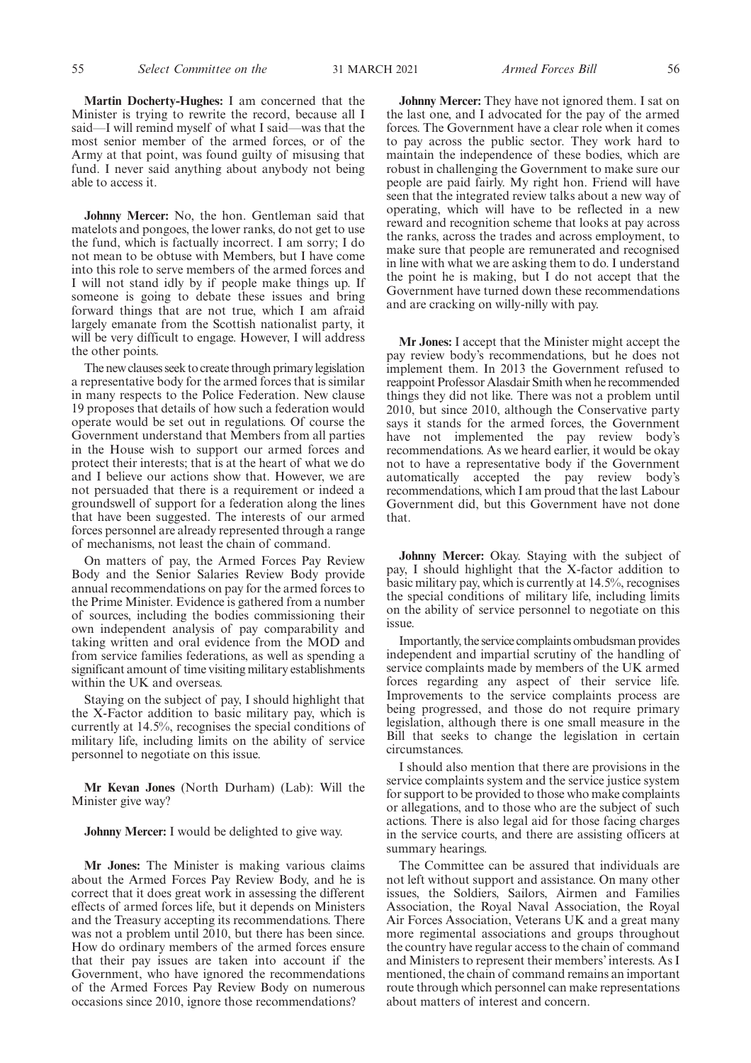**Martin Docherty-Hughes:** I am concerned that the Minister is trying to rewrite the record, because all I said—I will remind myself of what I said—was that the most senior member of the armed forces, or of the Army at that point, was found guilty of misusing that fund. I never said anything about anybody not being able to access it.

**Johnny Mercer:** No, the hon. Gentleman said that matelots and pongoes, the lower ranks, do not get to use the fund, which is factually incorrect. I am sorry; I do not mean to be obtuse with Members, but I have come into this role to serve members of the armed forces and I will not stand idly by if people make things up. If someone is going to debate these issues and bring forward things that are not true, which I am afraid largely emanate from the Scottish nationalist party, it will be very difficult to engage. However, I will address the other points.

The new clauses seek to create through primary legislation a representative body for the armed forces that is similar in many respects to the Police Federation. New clause 19 proposes that details of how such a federation would operate would be set out in regulations. Of course the Government understand that Members from all parties in the House wish to support our armed forces and protect their interests; that is at the heart of what we do and I believe our actions show that. However, we are not persuaded that there is a requirement or indeed a groundswell of support for a federation along the lines that have been suggested. The interests of our armed forces personnel are already represented through a range of mechanisms, not least the chain of command.

On matters of pay, the Armed Forces Pay Review Body and the Senior Salaries Review Body provide annual recommendations on pay for the armed forces to the Prime Minister. Evidence is gathered from a number of sources, including the bodies commissioning their own independent analysis of pay comparability and taking written and oral evidence from the MOD and from service families federations, as well as spending a significant amount of time visiting military establishments within the UK and overseas.

Staying on the subject of pay, I should highlight that the X-Factor addition to basic military pay, which is currently at 14.5%, recognises the special conditions of military life, including limits on the ability of service personnel to negotiate on this issue.

**Mr Kevan Jones** (North Durham) (Lab): Will the Minister give way?

**Johnny Mercer:** I would be delighted to give way.

**Mr Jones:** The Minister is making various claims about the Armed Forces Pay Review Body, and he is correct that it does great work in assessing the different effects of armed forces life, but it depends on Ministers and the Treasury accepting its recommendations. There was not a problem until 2010, but there has been since. How do ordinary members of the armed forces ensure that their pay issues are taken into account if the Government, who have ignored the recommendations of the Armed Forces Pay Review Body on numerous occasions since 2010, ignore those recommendations?

**Johnny Mercer:** They have not ignored them. I sat on the last one, and I advocated for the pay of the armed forces. The Government have a clear role when it comes to pay across the public sector. They work hard to maintain the independence of these bodies, which are robust in challenging the Government to make sure our people are paid fairly. My right hon. Friend will have seen that the integrated review talks about a new way of operating, which will have to be reflected in a new reward and recognition scheme that looks at pay across the ranks, across the trades and across employment, to make sure that people are remunerated and recognised in line with what we are asking them to do. I understand the point he is making, but I do not accept that the Government have turned down these recommendations and are cracking on willy-nilly with pay.

**Mr Jones:** I accept that the Minister might accept the pay review body's recommendations, but he does not implement them. In 2013 the Government refused to reappoint Professor Alasdair Smith when he recommended things they did not like. There was not a problem until 2010, but since 2010, although the Conservative party says it stands for the armed forces, the Government have not implemented the pay review body's recommendations. As we heard earlier, it would be okay not to have a representative body if the Government automatically accepted the pay review body's recommendations, which I am proud that the last Labour Government did, but this Government have not done that.

**Johnny Mercer:** Okay. Staying with the subject of pay, I should highlight that the X-factor addition to basic military pay, which is currently at 14.5%, recognises the special conditions of military life, including limits on the ability of service personnel to negotiate on this issue.

Importantly, the service complaints ombudsman provides independent and impartial scrutiny of the handling of service complaints made by members of the UK armed forces regarding any aspect of their service life. Improvements to the service complaints process are being progressed, and those do not require primary legislation, although there is one small measure in the Bill that seeks to change the legislation in certain circumstances.

I should also mention that there are provisions in the service complaints system and the service justice system for support to be provided to those who make complaints or allegations, and to those who are the subject of such actions. There is also legal aid for those facing charges in the service courts, and there are assisting officers at summary hearings.

The Committee can be assured that individuals are not left without support and assistance. On many other issues, the Soldiers, Sailors, Airmen and Families Association, the Royal Naval Association, the Royal Air Forces Association, Veterans UK and a great many more regimental associations and groups throughout the country have regular access to the chain of command and Ministers to represent their members' interests. As I mentioned, the chain of command remains an important route through which personnel can make representations about matters of interest and concern.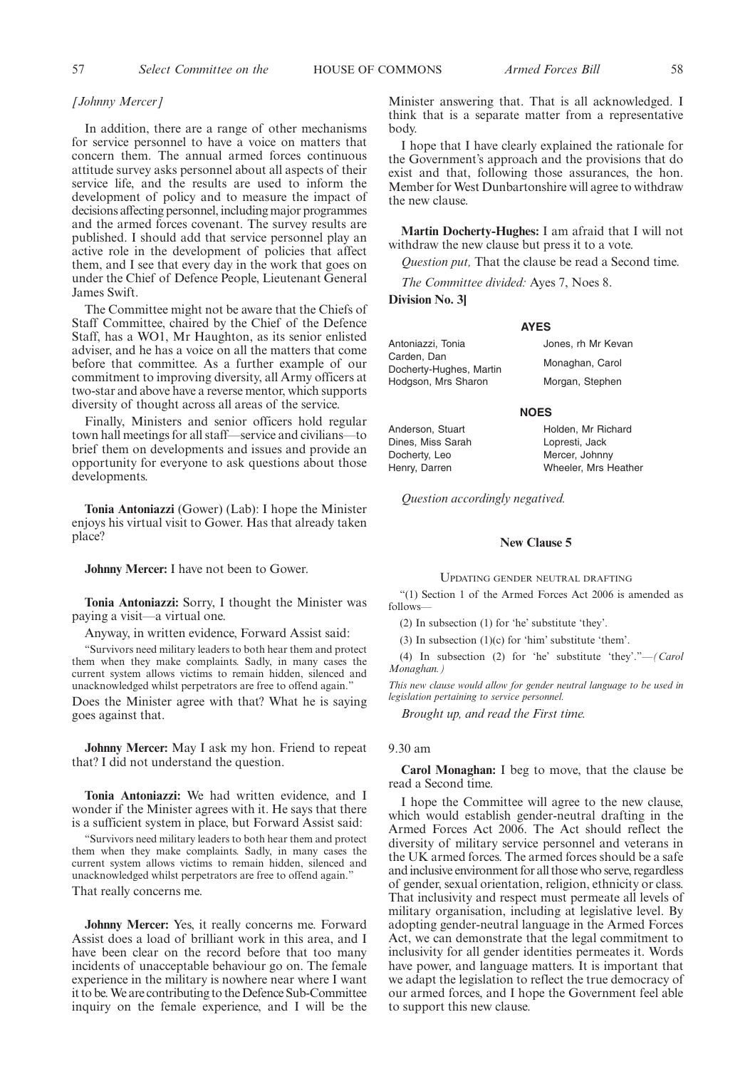*[Johnny Mercer]*

In addition, there are a range of other mechanisms for service personnel to have a voice on matters that concern them. The annual armed forces continuous attitude survey asks personnel about all aspects of their service life, and the results are used to inform the development of policy and to measure the impact of decisions affecting personnel, including major programmes and the armed forces covenant. The survey results are published. I should add that service personnel play an active role in the development of policies that affect them, and I see that every day in the work that goes on under the Chief of Defence People, Lieutenant General James Swift.

The Committee might not be aware that the Chiefs of Staff Committee, chaired by the Chief of the Defence Staff, has a WO1, Mr Haughton, as its senior enlisted adviser, and he has a voice on all the matters that come before that committee. As a further example of our commitment to improving diversity, all Army officers at two-star and above have a reverse mentor, which supports diversity of thought across all areas of the service.

Finally, Ministers and senior officers hold regular town hall meetings for all staff—service and civilians—to brief them on developments and issues and provide an opportunity for everyone to ask questions about those developments.

**Tonia Antoniazzi** (Gower) (Lab): I hope the Minister enjoys his virtual visit to Gower. Has that already taken place?

**Johnny Mercer:** I have not been to Gower.

**Tonia Antoniazzi:** Sorry, I thought the Minister was paying a visit—a virtual one.

Anyway, in written evidence, Forward Assist said:

"Survivors need military leaders to both hear them and protect them when they make complaints. Sadly, in many cases the current system allows victims to remain hidden, silenced and unacknowledged whilst perpetrators are free to offend again."

Does the Minister agree with that? What he is saying goes against that.

**Johnny Mercer:** May I ask my hon. Friend to repeat that? I did not understand the question.

**Tonia Antoniazzi:** We had written evidence, and I wonder if the Minister agrees with it. He says that there is a sufficient system in place, but Forward Assist said:

"Survivors need military leaders to both hear them and protect them when they make complaints. Sadly, in many cases the current system allows victims to remain hidden, silenced and unacknowledged whilst perpetrators are free to offend again."

That really concerns me.

**Johnny Mercer:** Yes, it really concerns me. Forward Assist does a load of brilliant work in this area, and I have been clear on the record before that too many incidents of unacceptable behaviour go on. The female experience in the military is nowhere near where I want it to be. We are contributing to the Defence Sub-Committee inquiry on the female experience, and I will be the Minister answering that. That is all acknowledged. I think that is a separate matter from a representative body.

I hope that I have clearly explained the rationale for the Government's approach and the provisions that do exist and that, following those assurances, the hon. Member for West Dunbartonshire will agree to withdraw the new clause.

**Martin Docherty-Hughes:** I am afraid that I will not withdraw the new clause but press it to a vote.

*Question put,* That the clause be read a Second time.

*The Committee divided:* Ayes 7, Noes 8.

**Division No. 3]**

**AYES**

Antoniazzi, Tonia
Carden, Dan
Docherty-Hughes, Martin
Hodgson, Mrs Sharon
Jones, rh Mr Kevan
Monaghan, Carol
Morgan, Stephen

**NOES**

Anderson, Stuart
Dines, Miss Sarah
Docherty, Leo
Henry, Darren
Holden, Mr Richard
Lopresti, Jack
Mercer, Johnny
Wheeler, Mrs Heather

*Question accordingly negatived.*

## New Clause 5

UPDATING GENDER NEUTRAL DRAFTING

"(1) Section 1 of the Armed Forces Act 2006 is amended as follows—

(2) In subsection (1) for 'he' substitute 'they'.

(3) In subsection (1)(c) for 'him' substitute 'them'.

(4) In subsection (2) for 'he' substitute 'they'."—*(Carol Monaghan.)*

*This new clause would allow for gender neutral language to be used in legislation pertaining to service personnel.*

*Brought up, and read the First time.*

9.30 am

**Carol Monaghan:** I beg to move, that the clause be read a Second time.

I hope the Committee will agree to the new clause, which would establish gender-neutral drafting in the Armed Forces Act 2006. The Act should reflect the diversity of military service personnel and veterans in the UK armed forces. The armed forces should be a safe and inclusive environment for all those who serve, regardless of gender, sexual orientation, religion, ethnicity or class. That inclusivity and respect must permeate all levels of military organisation, including at legislative level. By adopting gender-neutral language in the Armed Forces Act, we can demonstrate that the legal commitment to inclusivity for all gender identities permeates it. Words have power, and language matters. It is important that we adapt the legislation to reflect the true democracy of our armed forces, and I hope the Government feel able to support this new clause.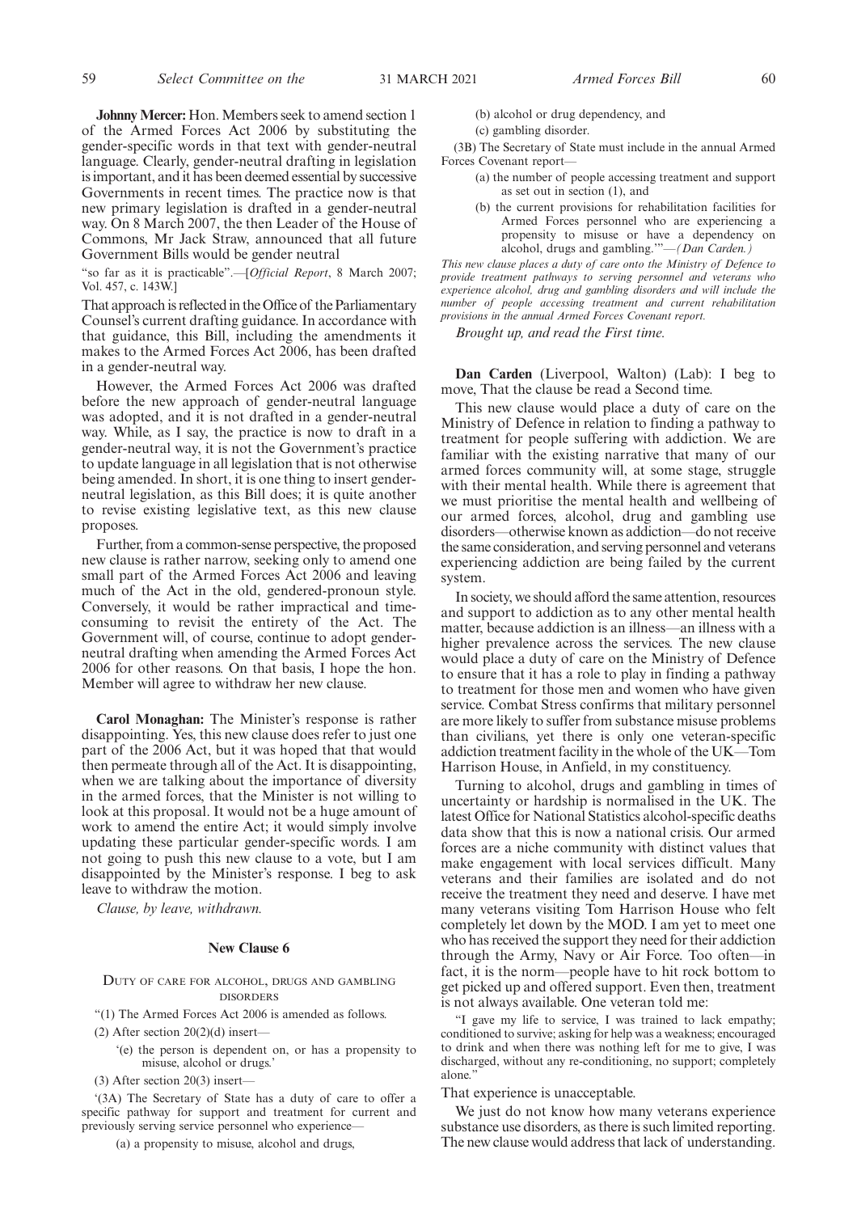**Johnny Mercer:** Hon. Members seek to amend section 1 of the Armed Forces Act 2006 by substituting the gender-specific words in that text with gender-neutral language. Clearly, gender-neutral drafting in legislation is important, and it has been deemed essential by successive Governments in recent times. The practice now is that new primary legislation is drafted in a gender-neutral way. On 8 March 2007, the then Leader of the House of Commons, Mr Jack Straw, announced that all future Government Bills would be gender neutral

"so far as it is practicable".—[*Official Report*, 8 March 2007; Vol. 457, c. 143W.]

That approach is reflected in the Office of the Parliamentary Counsel's current drafting guidance. In accordance with that guidance, this Bill, including the amendments it makes to the Armed Forces Act 2006, has been drafted in a gender-neutral way.

However, the Armed Forces Act 2006 was drafted before the new approach of gender-neutral language was adopted, and it is not drafted in a gender-neutral way. While, as I say, the practice is now to draft in a gender-neutral way, it is not the Government's practice to update language in all legislation that is not otherwise being amended. In short, it is one thing to insert gender-neutral legislation, as this Bill does; it is quite another to revise existing legislative text, as this new clause proposes.

Further, from a common-sense perspective, the proposed new clause is rather narrow, seeking only to amend one small part of the Armed Forces Act 2006 and leaving much of the Act in the old, gendered-pronoun style. Conversely, it would be rather impractical and time-consuming to revisit the entirety of the Act. The Government will, of course, continue to adopt gender-neutral drafting when amending the Armed Forces Act 2006 for other reasons. On that basis, I hope the hon. Member will agree to withdraw her new clause.

**Carol Monaghan:** The Minister's response is rather disappointing. Yes, this new clause does refer to just one part of the 2006 Act, but it was hoped that that would then permeate through all of the Act. It is disappointing, when we are talking about the importance of diversity in the armed forces, that the Minister is not willing to look at this proposal. It would not be a huge amount of work to amend the entire Act; it would simply involve updating these particular gender-specific words. I am not going to push this new clause to a vote, but I am disappointed by the Minister's response. I beg to ask leave to withdraw the motion.

*Clause, by leave, withdrawn.*

## New Clause 6

### Duty of care for alcohol, drugs and gambling disorders

"(1) The Armed Forces Act 2006 is amended as follows.

(2) After section 20(2)(d) insert—

'(e) the person is dependent on, or has a propensity to misuse, alcohol or drugs.'

(3) After section 20(3) insert—

'(3A) The Secretary of State has a duty of care to offer a specific pathway for support and treatment for current and previously serving service personnel who experience—

(a) a propensity to misuse, alcohol and drugs,

(b) alcohol or drug dependency, and

(c) gambling disorder.

(3B) The Secretary of State must include in the annual Armed Forces Covenant report—

(a) the number of people accessing treatment and support as set out in section (1), and

(b) the current provisions for rehabilitation facilities for Armed Forces personnel who are experiencing a propensity to misuse or have a dependency on alcohol, drugs and gambling.'"—*(Dan Carden.)*

*This new clause places a duty of care onto the Ministry of Defence to provide treatment pathways to serving personnel and veterans who experience alcohol, drug and gambling disorders and will include the number of people accessing treatment and current rehabilitation provisions in the annual Armed Forces Covenant report.*

*Brought up, and read the First time.*

**Dan Carden** (Liverpool, Walton) (Lab): I beg to move, That the clause be read a Second time.

This new clause would place a duty of care on the Ministry of Defence in relation to finding a pathway to treatment for people suffering with addiction. We are familiar with the existing narrative that many of our armed forces community will, at some stage, struggle with their mental health. While there is agreement that we must prioritise the mental health and wellbeing of our armed forces, alcohol, drug and gambling use disorders—otherwise known as addiction—do not receive the same consideration, and serving personnel and veterans experiencing addiction are being failed by the current system.

In society, we should afford the same attention, resources and support to addiction as to any other mental health matter, because addiction is an illness—an illness with a higher prevalence across the services. The new clause would place a duty of care on the Ministry of Defence to ensure that it has a role to play in finding a pathway to treatment for those men and women who have given service. Combat Stress confirms that military personnel are more likely to suffer from substance misuse problems than civilians, yet there is only one veteran-specific addiction treatment facility in the whole of the UK—Tom Harrison House, in Anfield, in my constituency.

Turning to alcohol, drugs and gambling in times of uncertainty or hardship is normalised in the UK. The latest Office for National Statistics alcohol-specific deaths data show that this is now a national crisis. Our armed forces are a niche community with distinct values that make engagement with local services difficult. Many veterans and their families are isolated and do not receive the treatment they need and deserve. I have met many veterans visiting Tom Harrison House who felt completely let down by the MOD. I am yet to meet one who has received the support they need for their addiction through the Army, Navy or Air Force. Too often—in fact, it is the norm—people have to hit rock bottom to get picked up and offered support. Even then, treatment is not always available. One veteran told me:

"I gave my life to service, I was trained to lack empathy; conditioned to survive; asking for help was a weakness; encouraged to drink and when there was nothing left for me to give, I was discharged, without any re-conditioning, no support; completely alone."

That experience is unacceptable.

We just do not know how many veterans experience substance use disorders, as there is such limited reporting. The new clause would address that lack of understanding.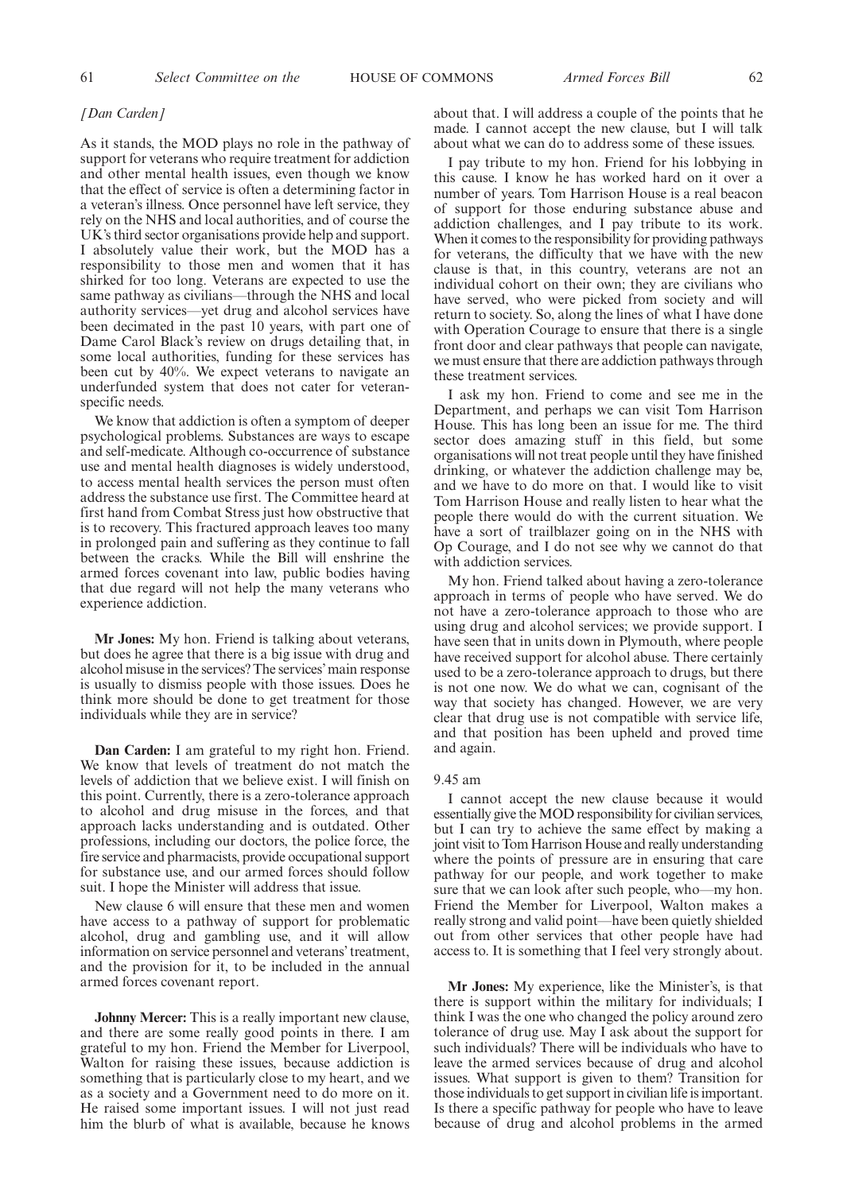*[Dan Carden]*

As it stands, the MOD plays no role in the pathway of support for veterans who require treatment for addiction and other mental health issues, even though we know that the effect of service is often a determining factor in a veteran's illness. Once personnel have left service, they rely on the NHS and local authorities, and of course the UK's third sector organisations provide help and support. I absolutely value their work, but the MOD has a responsibility to those men and women that it has shirked for too long. Veterans are expected to use the same pathway as civilians—through the NHS and local authority services—yet drug and alcohol services have been decimated in the past 10 years, with part one of Dame Carol Black's review on drugs detailing that, in some local authorities, funding for these services has been cut by 40%. We expect veterans to navigate an underfunded system that does not cater for veteran-specific needs.

We know that addiction is often a symptom of deeper psychological problems. Substances are ways to escape and self-medicate. Although co-occurrence of substance use and mental health diagnoses is widely understood, to access mental health services the person must often address the substance use first. The Committee heard at first hand from Combat Stress just how obstructive that is to recovery. This fractured approach leaves too many in prolonged pain and suffering as they continue to fall between the cracks. While the Bill will enshrine the armed forces covenant into law, public bodies having that due regard will not help the many veterans who experience addiction.

**Mr Jones:** My hon. Friend is talking about veterans, but does he agree that there is a big issue with drug and alcohol misuse in the services? The services' main response is usually to dismiss people with those issues. Does he think more should be done to get treatment for those individuals while they are in service?

**Dan Carden:** I am grateful to my right hon. Friend. We know that levels of treatment do not match the levels of addiction that we believe exist. I will finish on this point. Currently, there is a zero-tolerance approach to alcohol and drug misuse in the forces, and that approach lacks understanding and is outdated. Other professions, including our doctors, the police force, the fire service and pharmacists, provide occupational support for substance use, and our armed forces should follow suit. I hope the Minister will address that issue.

New clause 6 will ensure that these men and women have access to a pathway of support for problematic alcohol, drug and gambling use, and it will allow information on service personnel and veterans' treatment, and the provision for it, to be included in the annual armed forces covenant report.

**Johnny Mercer:** This is a really important new clause, and there are some really good points in there. I am grateful to my hon. Friend the Member for Liverpool, Walton for raising these issues, because addiction is something that is particularly close to my heart, and we as a society and a Government need to do more on it. He raised some important issues. I will not just read him the blurb of what is available, because he knows about that. I will address a couple of the points that he made. I cannot accept the new clause, but I will talk about what we can do to address some of these issues.

I pay tribute to my hon. Friend for his lobbying in this cause. I know he has worked hard on it over a number of years. Tom Harrison House is a real beacon of support for those enduring substance abuse and addiction challenges, and I pay tribute to its work. When it comes to the responsibility for providing pathways for veterans, the difficulty that we have with the new clause is that, in this country, veterans are not an individual cohort on their own; they are civilians who have served, who were picked from society and will return to society. So, along the lines of what I have done with Operation Courage to ensure that there is a single front door and clear pathways that people can navigate, we must ensure that there are addiction pathways through these treatment services.

I ask my hon. Friend to come and see me in the Department, and perhaps we can visit Tom Harrison House. This has long been an issue for me. The third sector does amazing stuff in this field, but some organisations will not treat people until they have finished drinking, or whatever the addiction challenge may be, and we have to do more on that. I would like to visit Tom Harrison House and really listen to hear what the people there would do with the current situation. We have a sort of trailblazer going on in the NHS with Op Courage, and I do not see why we cannot do that with addiction services.

My hon. Friend talked about having a zero-tolerance approach in terms of people who have served. We do not have a zero-tolerance approach to those who are using drug and alcohol services; we provide support. I have seen that in units down in Plymouth, where people have received support for alcohol abuse. There certainly used to be a zero-tolerance approach to drugs, but there is not one now. We do what we can, cognisant of the way that society has changed. However, we are very clear that drug use is not compatible with service life, and that position has been upheld and proved time and again.

9.45 am

I cannot accept the new clause because it would essentially give the MOD responsibility for civilian services, but I can try to achieve the same effect by making a joint visit to Tom Harrison House and really understanding where the points of pressure are in ensuring that care pathway for our people, and work together to make sure that we can look after such people, who—my hon. Friend the Member for Liverpool, Walton makes a really strong and valid point—have been quietly shielded out from other services that other people have had access to. It is something that I feel very strongly about.

**Mr Jones:** My experience, like the Minister's, is that there is support within the military for individuals; I think I was the one who changed the policy around zero tolerance of drug use. May I ask about the support for such individuals? There will be individuals who have to leave the armed services because of drug and alcohol issues. What support is given to them? Transition for those individuals to get support in civilian life is important. Is there a specific pathway for people who have to leave because of drug and alcohol problems in the armed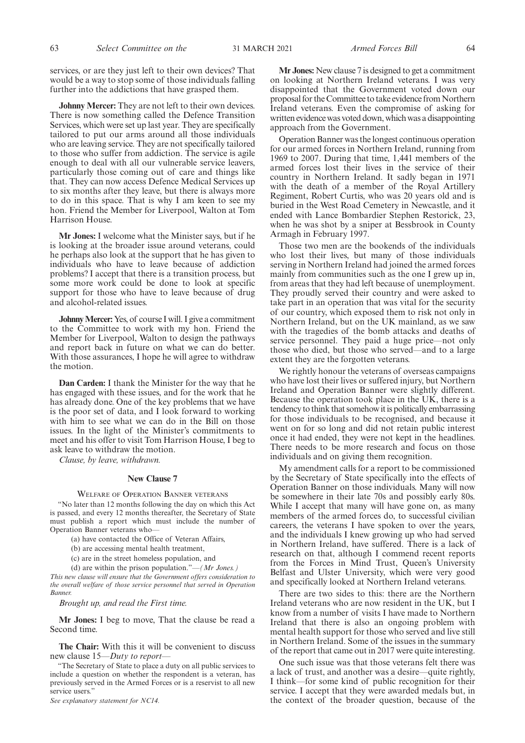services, or are they just left to their own devices? That would be a way to stop some of those individuals falling further into the addictions that have grasped them.

**Johnny Mercer:** They are not left to their own devices. There is now something called the Defence Transition Services, which were set up last year. They are specifically tailored to put our arms around all those individuals who are leaving service. They are not specifically tailored to those who suffer from addiction. The service is agile enough to deal with all our vulnerable service leavers, particularly those coming out of care and things like that. They can now access Defence Medical Services up to six months after they leave, but there is always more to do in this space. That is why I am keen to see my hon. Friend the Member for Liverpool, Walton at Tom Harrison House.

**Mr Jones:** I welcome what the Minister says, but if he is looking at the broader issue around veterans, could he perhaps also look at the support that he has given to individuals who have to leave because of addiction problems? I accept that there is a transition process, but some more work could be done to look at specific support for those who have to leave because of drug and alcohol-related issues.

**Johnny Mercer:** Yes, of course I will. I give a commitment to the Committee to work with my hon. Friend the Member for Liverpool, Walton to design the pathways and report back in future on what we can do better. With those assurances, I hope he will agree to withdraw the motion.

**Dan Carden:** I thank the Minister for the way that he has engaged with these issues, and for the work that he has already done. One of the key problems that we have is the poor set of data, and I look forward to working with him to see what we can do in the Bill on those issues. In the light of the Minister's commitments to meet and his offer to visit Tom Harrison House, I beg to ask leave to withdraw the motion.

*Clause, by leave, withdrawn.*

## New Clause 7

### Welfare of Operation Banner veterans

"No later than 12 months following the day on which this Act is passed, and every 12 months thereafter, the Secretary of State must publish a report which must include the number of Operation Banner veterans who—

(a) have contacted the Office of Veteran Affairs,

(b) are accessing mental health treatment,

(c) are in the street homeless population, and

(d) are within the prison population."—*(Mr Jones.)*

*This new clause will ensure that the Government offers consideration to the overall welfare of those service personnel that served in Operation Banner.*

*Brought up, and read the First time.*

**Mr Jones:** I beg to move, That the clause be read a Second time.

**The Chair:** With this it will be convenient to discuss new clause 15—*Duty to report*—

"The Secretary of State to place a duty on all public services to include a question on whether the respondent is a veteran, has previously served in the Armed Forces or is a reservist to all new service users."

*See explanatory statement for NC14.*

**Mr Jones:** New clause 7 is designed to get a commitment on looking at Northern Ireland veterans. I was very disappointed that the Government voted down our proposal for the Committee to take evidence from Northern Ireland veterans. Even the compromise of asking for written evidence was voted down, which was a disappointing approach from the Government.

Operation Banner was the longest continuous operation for our armed forces in Northern Ireland, running from 1969 to 2007. During that time, 1,441 members of the armed forces lost their lives in the service of their country in Northern Ireland. It sadly began in 1971 with the death of a member of the Royal Artillery Regiment, Robert Curtis, who was 20 years old and is buried in the West Road Cemetery in Newcastle, and it ended with Lance Bombardier Stephen Restorick, 23, when he was shot by a sniper at Bessbrook in County Armagh in February 1997.

Those two men are the bookends of the individuals who lost their lives, but many of those individuals serving in Northern Ireland had joined the armed forces mainly from communities such as the one I grew up in, from areas that they had left because of unemployment. They proudly served their country and were asked to take part in an operation that was vital for the security of our country, which exposed them to risk not only in Northern Ireland, but on the UK mainland, as we saw with the tragedies of the bomb attacks and deaths of service personnel. They paid a huge price—not only those who died, but those who served—and to a large extent they are the forgotten veterans.

We rightly honour the veterans of overseas campaigns who have lost their lives or suffered injury, but Northern Ireland and Operation Banner were slightly different. Because the operation took place in the UK, there is a tendency to think that somehow it is politically embarrassing for those individuals to be recognised, and because it went on for so long and did not retain public interest once it had ended, they were not kept in the headlines. There needs to be more research and focus on those individuals and on giving them recognition.

My amendment calls for a report to be commissioned by the Secretary of State specifically into the effects of Operation Banner on those individuals. Many will now be somewhere in their late 70s and possibly early 80s. While I accept that many will have gone on, as many members of the armed forces do, to successful civilian careers, the veterans I have spoken to over the years, and the individuals I knew growing up who had served in Northern Ireland, have suffered. There is a lack of research on that, although I commend recent reports from the Forces in Mind Trust, Queen's University Belfast and Ulster University, which were very good and specifically looked at Northern Ireland veterans.

There are two sides to this: there are the Northern Ireland veterans who are now resident in the UK, but I know from a number of visits I have made to Northern Ireland that there is also an ongoing problem with mental health support for those who served and live still in Northern Ireland. Some of the issues in the summary of the report that came out in 2017 were quite interesting.

One such issue was that those veterans felt there was a lack of trust, and another was a desire—quite rightly, I think—for some kind of public recognition for their service. I accept that they were awarded medals but, in the context of the broader question, because of the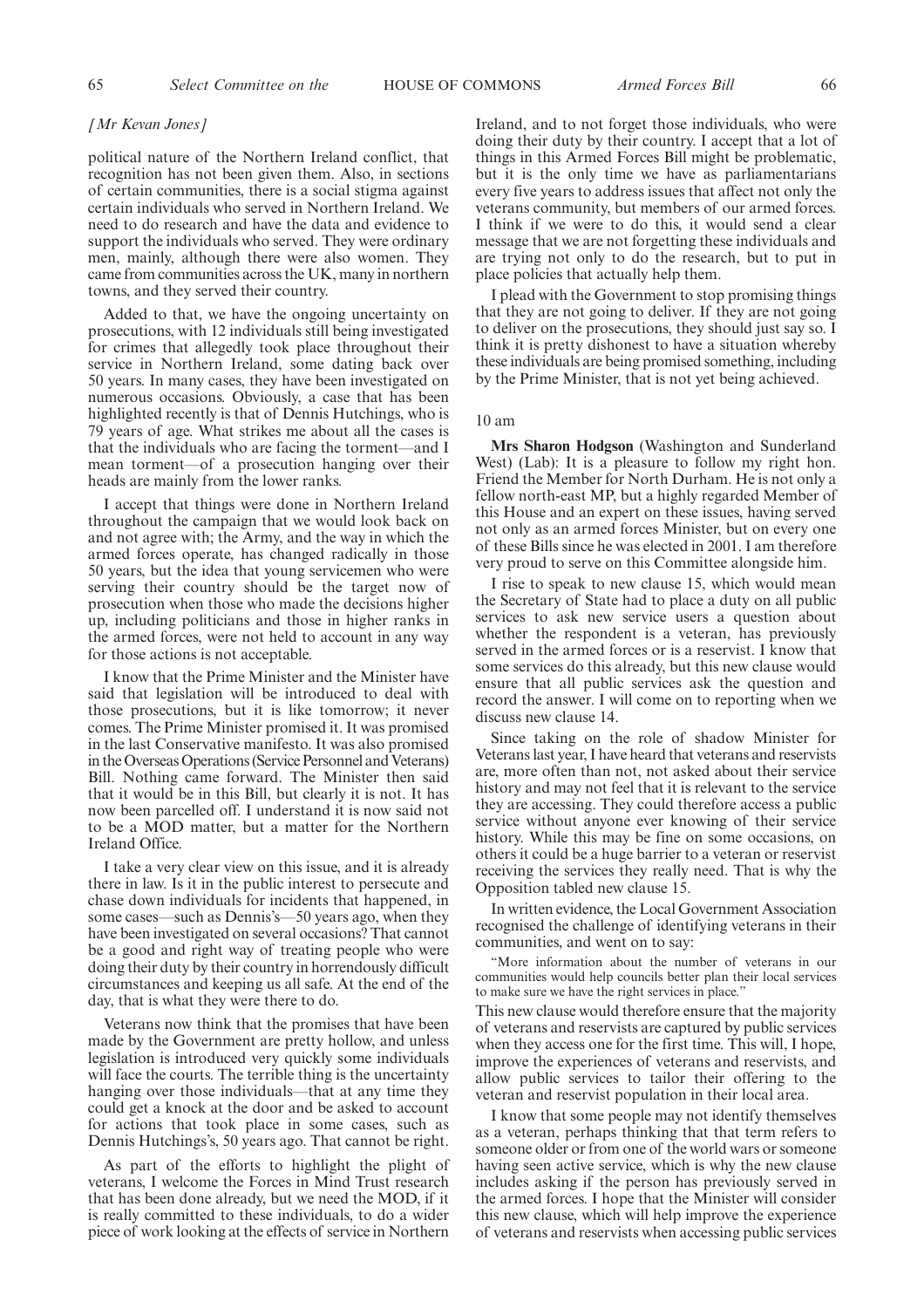*[Mr Kevan Jones]*

political nature of the Northern Ireland conflict, that recognition has not been given them. Also, in sections of certain communities, there is a social stigma against certain individuals who served in Northern Ireland. We need to do research and have the data and evidence to support the individuals who served. They were ordinary men, mainly, although there were also women. They came from communities across the UK, many in northern towns, and they served their country.

Added to that, we have the ongoing uncertainty on prosecutions, with 12 individuals still being investigated for crimes that allegedly took place throughout their service in Northern Ireland, some dating back over 50 years. In many cases, they have been investigated on numerous occasions. Obviously, a case that has been highlighted recently is that of Dennis Hutchings, who is 79 years of age. What strikes me about all the cases is that the individuals who are facing the torment—and I mean torment—of a prosecution hanging over their heads are mainly from the lower ranks.

I accept that things were done in Northern Ireland throughout the campaign that we would look back on and not agree with; the Army, and the way in which the armed forces operate, has changed radically in those 50 years, but the idea that young servicemen who were serving their country should be the target now of prosecution when those who made the decisions higher up, including politicians and those in higher ranks in the armed forces, were not held to account in any way for those actions is not acceptable.

I know that the Prime Minister and the Minister have said that legislation will be introduced to deal with those prosecutions, but it is like tomorrow; it never comes. The Prime Minister promised it. It was promised in the last Conservative manifesto. It was also promised in the Overseas Operations (Service Personnel and Veterans) Bill. Nothing came forward. The Minister then said that it would be in this Bill, but clearly it is not. It has now been parcelled off. I understand it is now said not to be a MOD matter, but a matter for the Northern Ireland Office.

I take a very clear view on this issue, and it is already there in law. Is it in the public interest to persecute and chase down individuals for incidents that happened, in some cases—such as Dennis's—50 years ago, when they have been investigated on several occasions? That cannot be a good and right way of treating people who were doing their duty by their country in horrendously difficult circumstances and keeping us all safe. At the end of the day, that is what they were there to do.

Veterans now think that the promises that have been made by the Government are pretty hollow, and unless legislation is introduced very quickly some individuals will face the courts. The terrible thing is the uncertainty hanging over those individuals—that at any time they could get a knock at the door and be asked to account for actions that took place in some cases, such as Dennis Hutchings's, 50 years ago. That cannot be right.

As part of the efforts to highlight the plight of veterans, I welcome the Forces in Mind Trust research that has been done already, but we need the MOD, if it is really committed to these individuals, to do a wider piece of work looking at the effects of service in Northern Ireland, and to not forget those individuals, who were doing their duty by their country. I accept that a lot of things in this Armed Forces Bill might be problematic, but it is the only time we have as parliamentarians every five years to address issues that affect not only the veterans community, but members of our armed forces. I think if we were to do this, it would send a clear message that we are not forgetting these individuals and are trying not only to do the research, but to put in place policies that actually help them.

I plead with the Government to stop promising things that they are not going to deliver. If they are not going to deliver on the prosecutions, they should just say so. I think it is pretty dishonest to have a situation whereby these individuals are being promised something, including by the Prime Minister, that is not yet being achieved.

10 am

**Mrs Sharon Hodgson** (Washington and Sunderland West) (Lab): It is a pleasure to follow my right hon. Friend the Member for North Durham. He is not only a fellow north-east MP, but a highly regarded Member of this House and an expert on these issues, having served not only as an armed forces Minister, but on every one of these Bills since he was elected in 2001. I am therefore very proud to serve on this Committee alongside him.

I rise to speak to new clause 15, which would mean the Secretary of State had to place a duty on all public services to ask new service users a question about whether the respondent is a veteran, has previously served in the armed forces or is a reservist. I know that some services do this already, but this new clause would ensure that all public services ask the question and record the answer. I will come on to reporting when we discuss new clause 14.

Since taking on the role of shadow Minister for Veterans last year, I have heard that veterans and reservists are, more often than not, not asked about their service history and may not feel that it is relevant to the service they are accessing. They could therefore access a public service without anyone ever knowing of their service history. While this may be fine on some occasions, on others it could be a huge barrier to a veteran or reservist receiving the services they really need. That is why the Opposition tabled new clause 15.

In written evidence, the Local Government Association recognised the challenge of identifying veterans in their communities, and went on to say:

"More information about the number of veterans in our communities would help councils better plan their local services to make sure we have the right services in place."

This new clause would therefore ensure that the majority of veterans and reservists are captured by public services when they access one for the first time. This will, I hope, improve the experiences of veterans and reservists, and allow public services to tailor their offering to the veteran and reservist population in their local area.

I know that some people may not identify themselves as a veteran, perhaps thinking that that term refers to someone older or from one of the world wars or someone having seen active service, which is why the new clause includes asking if the person has previously served in the armed forces. I hope that the Minister will consider this new clause, which will help improve the experience of veterans and reservists when accessing public services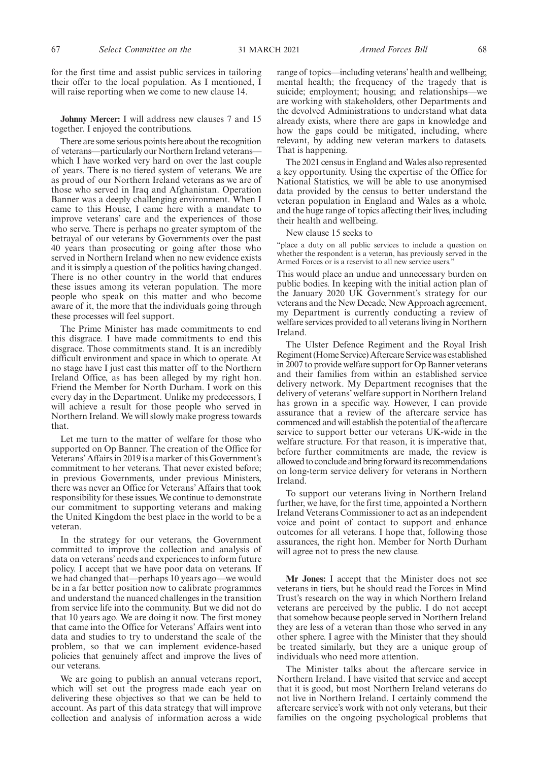for the first time and assist public services in tailoring their offer to the local population. As I mentioned, I will raise reporting when we come to new clause 14.

**Johnny Mercer:** I will address new clauses 7 and 15 together. I enjoyed the contributions.

There are some serious points here about the recognition of veterans—particularly our Northern Ireland veterans—which I have worked very hard on over the last couple of years. There is no tiered system of veterans. We are as proud of our Northern Ireland veterans as we are of those who served in Iraq and Afghanistan. Operation Banner was a deeply challenging environment. When I came to this House, I came here with a mandate to improve veterans' care and the experiences of those who serve. There is perhaps no greater symptom of the betrayal of our veterans by Governments over the past 40 years than prosecuting or going after those who served in Northern Ireland when no new evidence exists and it is simply a question of the politics having changed. There is no other country in the world that endures these issues among its veteran population. The more people who speak on this matter and who become aware of it, the more that the individuals going through these processes will feel support.

The Prime Minister has made commitments to end this disgrace. I have made commitments to end this disgrace. Those commitments stand. It is an incredibly difficult environment and space in which to operate. At no stage have I just cast this matter off to the Northern Ireland Office, as has been alleged by my right hon. Friend the Member for North Durham. I work on this every day in the Department. Unlike my predecessors, I will achieve a result for those people who served in Northern Ireland. We will slowly make progress towards that.

Let me turn to the matter of welfare for those who supported on Op Banner. The creation of the Office for Veterans' Affairs in 2019 is a marker of this Government's commitment to her veterans. That never existed before; in previous Governments, under previous Ministers, there was never an Office for Veterans' Affairs that took responsibility for these issues. We continue to demonstrate our commitment to supporting veterans and making the United Kingdom the best place in the world to be a veteran.

In the strategy for our veterans, the Government committed to improve the collection and analysis of data on veterans' needs and experiences to inform future policy. I accept that we have poor data on veterans. If we had changed that—perhaps 10 years ago—we would be in a far better position now to calibrate programmes and understand the nuanced challenges in the transition from service life into the community. But we did not do that 10 years ago. We are doing it now. The first money that came into the Office for Veterans' Affairs went into data and studies to try to understand the scale of the problem, so that we can implement evidence-based policies that genuinely affect and improve the lives of our veterans.

We are going to publish an annual veterans report, which will set out the progress made each year on delivering these objectives so that we can be held to account. As part of this data strategy that will improve collection and analysis of information across a wide range of topics—including veterans' health and wellbeing; mental health; the frequency of the tragedy that is suicide; employment; housing; and relationships—we are working with stakeholders, other Departments and the devolved Administrations to understand what data already exists, where there are gaps in knowledge and how the gaps could be mitigated, including, where relevant, by adding new veteran markers to datasets. That is happening.

The 2021 census in England and Wales also represented a key opportunity. Using the expertise of the Office for National Statistics, we will be able to use anonymised data provided by the census to better understand the veteran population in England and Wales as a whole, and the huge range of topics affecting their lives, including their health and wellbeing.

New clause 15 seeks to

"place a duty on all public services to include a question on whether the respondent is a veteran, has previously served in the Armed Forces or is a reservist to all new service users."

This would place an undue and unnecessary burden on public bodies. In keeping with the initial action plan of the January 2020 UK Government's strategy for our veterans and the New Decade, New Approach agreement, my Department is currently conducting a review of welfare services provided to all veterans living in Northern Ireland.

The Ulster Defence Regiment and the Royal Irish Regiment (Home Service) Aftercare Service was established in 2007 to provide welfare support for Op Banner veterans and their families from within an established service delivery network. My Department recognises that the delivery of veterans' welfare support in Northern Ireland has grown in a specific way. However, I can provide assurance that a review of the aftercare service has commenced and will establish the potential of the aftercare service to support better our veterans UK-wide in the welfare structure. For that reason, it is imperative that, before further commitments are made, the review is allowed to conclude and bring forward its recommendations on long-term service delivery for veterans in Northern Ireland.

To support our veterans living in Northern Ireland further, we have, for the first time, appointed a Northern Ireland Veterans Commissioner to act as an independent voice and point of contact to support and enhance outcomes for all veterans. I hope that, following those assurances, the right hon. Member for North Durham will agree not to press the new clause.

**Mr Jones:** I accept that the Minister does not see veterans in tiers, but he should read the Forces in Mind Trust's research on the way in which Northern Ireland veterans are perceived by the public. I do not accept that somehow because people served in Northern Ireland they are less of a veteran than those who served in any other sphere. I agree with the Minister that they should be treated similarly, but they are a unique group of individuals who need more attention.

The Minister talks about the aftercare service in Northern Ireland. I have visited that service and accept that it is good, but most Northern Ireland veterans do not live in Northern Ireland. I certainly commend the aftercare service's work with not only veterans, but their families on the ongoing psychological problems that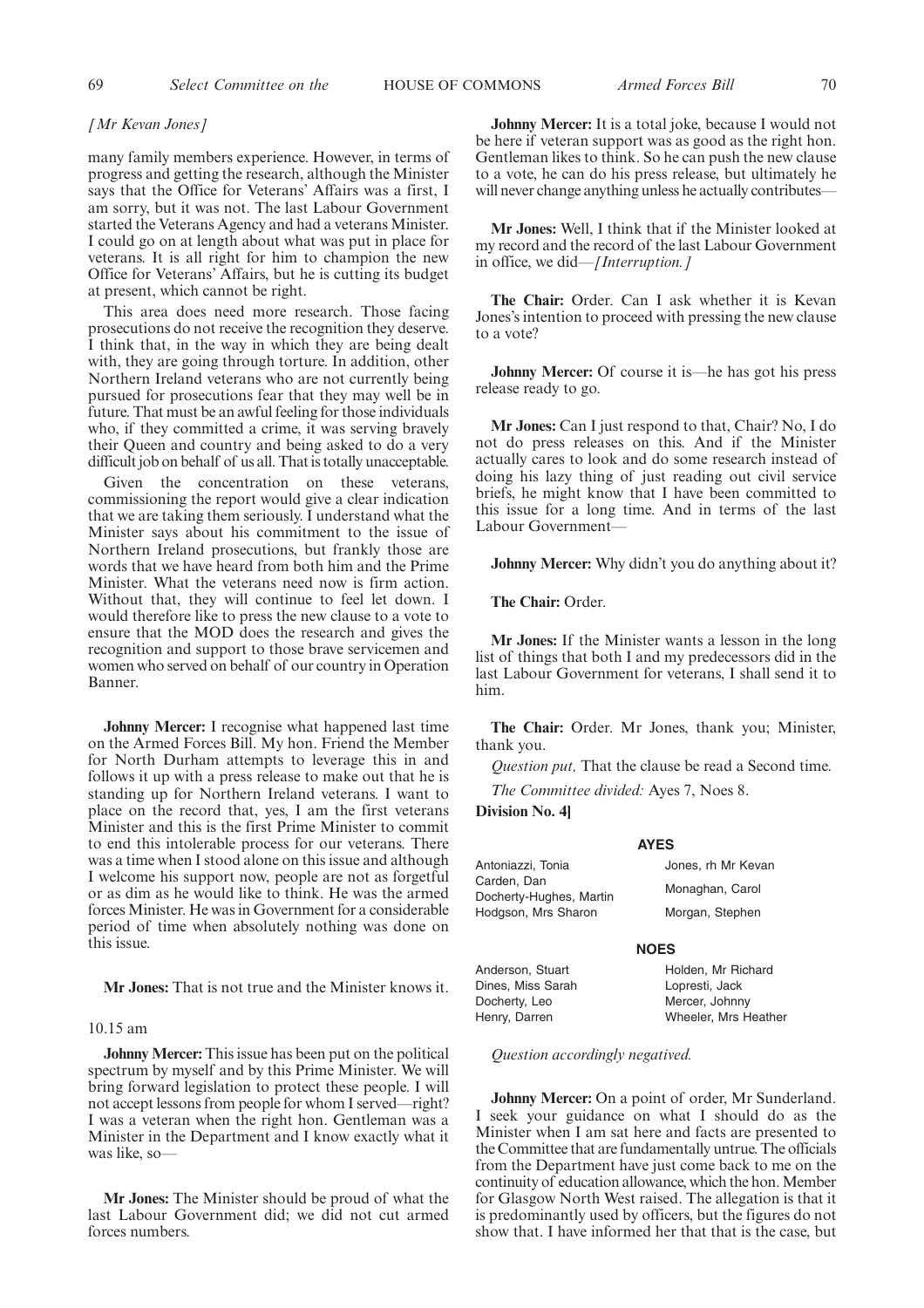*[Mr Kevan Jones]*

many family members experience. However, in terms of progress and getting the research, although the Minister says that the Office for Veterans' Affairs was a first, I am sorry, but it was not. The last Labour Government started the Veterans Agency and had a veterans Minister. I could go on at length about what was put in place for veterans. It is all right for him to champion the new Office for Veterans' Affairs, but he is cutting its budget at present, which cannot be right.

This area does need more research. Those facing prosecutions do not receive the recognition they deserve. I think that, in the way in which they are being dealt with, they are going through torture. In addition, other Northern Ireland veterans who are not currently being pursued for prosecutions fear that they may well be in future. That must be an awful feeling for those individuals who, if they committed a crime, it was serving bravely their Queen and country and being asked to do a very difficult job on behalf of us all. That is totally unacceptable.

Given the concentration on these veterans, commissioning the report would give a clear indication that we are taking them seriously. I understand what the Minister says about his commitment to the issue of Northern Ireland prosecutions, but frankly those are words that we have heard from both him and the Prime Minister. What the veterans need now is firm action. Without that, they will continue to feel let down. I would therefore like to press the new clause to a vote to ensure that the MOD does the research and gives the recognition and support to those brave servicemen and women who served on behalf of our country in Operation Banner.

**Johnny Mercer:** I recognise what happened last time on the Armed Forces Bill. My hon. Friend the Member for North Durham attempts to leverage this in and follows it up with a press release to make out that he is standing up for Northern Ireland veterans. I want to place on the record that, yes, I am the first veterans Minister and this is the first Prime Minister to commit to end this intolerable process for our veterans. There was a time when I stood alone on this issue and although I welcome his support now, people are not as forgetful or as dim as he would like to think. He was the armed forces Minister. He was in Government for a considerable period of time when absolutely nothing was done on this issue.

**Mr Jones:** That is not true and the Minister knows it.

10.15 am

**Johnny Mercer:** This issue has been put on the political spectrum by myself and by this Prime Minister. We will bring forward legislation to protect these people. I will not accept lessons from people for whom I served—right? I was a veteran when the right hon. Gentleman was a Minister in the Department and I know exactly what it was like, so—

**Mr Jones:** The Minister should be proud of what the last Labour Government did; we did not cut armed forces numbers.

**Johnny Mercer:** It is a total joke, because I would not be here if veteran support was as good as the right hon. Gentleman likes to think. So he can push the new clause to a vote, he can do his press release, but ultimately he will never change anything unless he actually contributes—

**Mr Jones:** Well, I think that if the Minister looked at my record and the record of the last Labour Government in office, we did—*[Interruption.]*

**The Chair:** Order. Can I ask whether it is Kevan Jones's intention to proceed with pressing the new clause to a vote?

**Johnny Mercer:** Of course it is—he has got his press release ready to go.

**Mr Jones:** Can I just respond to that, Chair? No, I do not do press releases on this. And if the Minister actually cares to look and do some research instead of doing his lazy thing of just reading out civil service briefs, he might know that I have been committed to this issue for a long time. And in terms of the last Labour Government—

**Johnny Mercer:** Why didn't you do anything about it?

**The Chair:** Order.

**Mr Jones:** If the Minister wants a lesson in the long list of things that both I and my predecessors did in the last Labour Government for veterans, I shall send it to him.

**The Chair:** Order. Mr Jones, thank you; Minister, thank you.

*Question put,* That the clause be read a Second time.

*The Committee divided:* Ayes 7, Noes 8.

**Division No. 4]**

**AYES**

Antoniazzi, Tonia
Carden, Dan
Docherty-Hughes, Martin
Hodgson, Mrs Sharon
Jones, rh Mr Kevan
Monaghan, Carol
Morgan, Stephen

**NOES**

Anderson, Stuart
Dines, Miss Sarah
Docherty, Leo
Henry, Darren
Holden, Mr Richard
Lopresti, Jack
Mercer, Johnny
Wheeler, Mrs Heather

*Question accordingly negatived.*

**Johnny Mercer:** On a point of order, Mr Sunderland. I seek your guidance on what I should do as the Minister when I am sat here and facts are presented to the Committee that are fundamentally untrue. The officials from the Department have just come back to me on the continuity of education allowance, which the hon. Member for Glasgow North West raised. The allegation is that it is predominantly used by officers, but the figures do not show that. I have informed her that that is the case, but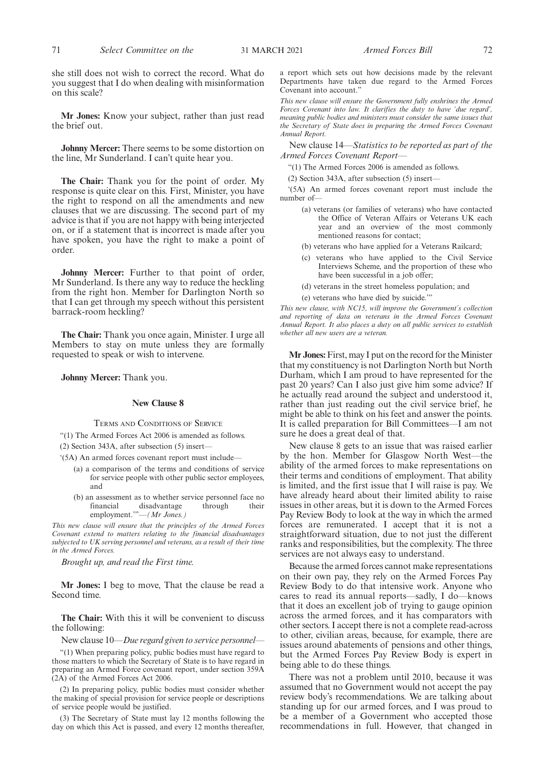she still does not wish to correct the record. What do you suggest that I do when dealing with misinformation on this scale?

**Mr Jones:** Know your subject, rather than just read the brief out.

**Johnny Mercer:** There seems to be some distortion on the line, Mr Sunderland. I can't quite hear you.

**The Chair:** Thank you for the point of order. My response is quite clear on this. First, Minister, you have the right to respond on all the amendments and new clauses that we are discussing. The second part of my advice is that if you are not happy with being interjected on, or if a statement that is incorrect is made after you have spoken, you have the right to make a point of order.

**Johnny Mercer:** Further to that point of order, Mr Sunderland. Is there any way to reduce the heckling from the right hon. Member for Darlington North so that I can get through my speech without this persistent barrack-room heckling?

**The Chair:** Thank you once again, Minister. I urge all Members to stay on mute unless they are formally requested to speak or wish to intervene.

**Johnny Mercer:** Thank you.

### New Clause 8

TERMS AND CONDITIONS OF SERVICE

"(1) The Armed Forces Act 2006 is amended as follows.

(2) Section 343A, after subsection (5) insert—

'(5A) An armed forces covenant report must include—

(a) a comparison of the terms and conditions of service for service people with other public sector employees, and

(b) an assessment as to whether service personnel face no financial disadvantage through their employment.'"—*(Mr Jones.)*

*This new clause will ensure that the principles of the Armed Forces Covenant extend to matters relating to the financial disadvantages subjected to UK serving personnel and veterans, as a result of their time in the Armed Forces.*

*Brought up, and read the First time.*

**Mr Jones:** I beg to move, That the clause be read a Second time.

**The Chair:** With this it will be convenient to discuss the following:

New clause 10—*Due regard given to service personnel*—

"(1) When preparing policy, public bodies must have regard to those matters to which the Secretary of State is to have regard in preparing an Armed Force covenant report, under section 359A (2A) of the Armed Forces Act 2006.

(2) In preparing policy, public bodies must consider whether the making of special provision for service people or descriptions of service people would be justified.

(3) The Secretary of State must lay 12 months following the day on which this Act is passed, and every 12 months thereafter, a report which sets out how decisions made by the relevant Departments have taken due regard to the Armed Forces Covenant into account."

*This new clause will ensure the Government fully enshrines the Armed Forces Covenant into law. It clarifies the duty to have 'due regard', meaning public bodies and ministers must consider the same issues that the Secretary of State does in preparing the Armed Forces Covenant Annual Report.*

New clause 14—*Statistics to be reported as part of the Armed Forces Covenant Report*—

"(1) The Armed Forces 2006 is amended as follows.

(2) Section 343A, after subsection (5) insert—

'(5A) An armed forces covenant report must include the number of—

(a) veterans (or families of veterans) who have contacted the Office of Veteran Affairs or Veterans UK each year and an overview of the most commonly mentioned reasons for contact;

(b) veterans who have applied for a Veterans Railcard;

(c) veterans who have applied to the Civil Service Interviews Scheme, and the proportion of these who have been successful in a job offer;

(d) veterans in the street homeless population; and

(e) veterans who have died by suicide.'"

*This new clause, with NC15, will improve the Government's collection and reporting of data on veterans in the Armed Forces Covenant Annual Report. It also places a duty on all public services to establish whether all new users are a veteran.*

**Mr Jones:** First, may I put on the record for the Minister that my constituency is not Darlington North but North Durham, which I am proud to have represented for the past 20 years? Can I also just give him some advice? If he actually read around the subject and understood it, rather than just reading out the civil service brief, he might be able to think on his feet and answer the points. It is called preparation for Bill Committees—I am not sure he does a great deal of that.

New clause 8 gets to an issue that was raised earlier by the hon. Member for Glasgow North West—the ability of the armed forces to make representations on their terms and conditions of employment. That ability is limited, and the first issue that I will raise is pay. We have already heard about their limited ability to raise issues in other areas, but it is down to the Armed Forces Pay Review Body to look at the way in which the armed forces are remunerated. I accept that it is not a straightforward situation, due to not just the different ranks and responsibilities, but the complexity. The three services are not always easy to understand.

Because the armed forces cannot make representations on their own pay, they rely on the Armed Forces Pay Review Body to do that intensive work. Anyone who cares to read its annual reports—sadly, I do—knows that it does an excellent job of trying to gauge opinion across the armed forces, and it has comparators with other sectors. I accept there is not a complete read-across to other, civilian areas, because, for example, there are issues around abatements of pensions and other things, but the Armed Forces Pay Review Body is expert in being able to do these things.

There was not a problem until 2010, because it was assumed that no Government would not accept the pay review body's recommendations. We are talking about standing up for our armed forces, and I was proud to be a member of a Government who accepted those recommendations in full. However, that changed in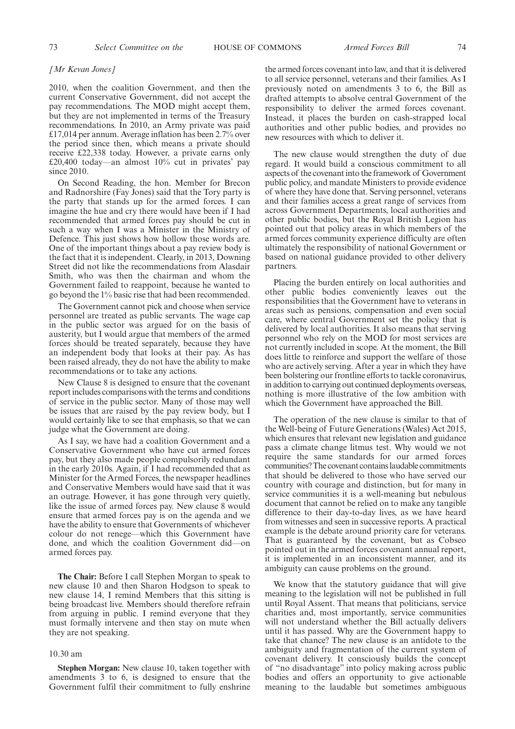*[Mr Kevan Jones]*

2010, when the coalition Government, and then the current Conservative Government, did not accept the pay recommendations. The MOD might accept them, but they are not implemented in terms of the Treasury recommendations. In 2010, an Army private was paid £17,014 per annum. Average inflation has been 2.7% over the period since then, which means a private should receive £22,338 today. However, a private earns only £20,400 today—an almost 10% cut in privates' pay since 2010.

On Second Reading, the hon. Member for Brecon and Radnorshire (Fay Jones) said that the Tory party is the party that stands up for the armed forces. I can imagine the hue and cry there would have been if I had recommended that armed forces pay should be cut in such a way when I was a Minister in the Ministry of Defence. This just shows how hollow those words are. One of the important things about a pay review body is the fact that it is independent. Clearly, in 2013, Downing Street did not like the recommendations from Alasdair Smith, who was then the chairman and whom the Government failed to reappoint, because he wanted to go beyond the 1% basic rise that had been recommended.

The Government cannot pick and choose when service personnel are treated as public servants. The wage cap in the public sector was argued for on the basis of austerity, but I would argue that members of the armed forces should be treated separately, because they have an independent body that looks at their pay. As has been raised already, they do not have the ability to make recommendations or to take any actions.

New Clause 8 is designed to ensure that the covenant report includes comparisons with the terms and conditions of service in the public sector. Many of those may well be issues that are raised by the pay review body, but I would certainly like to see that emphasis, so that we can judge what the Government are doing.

As I say, we have had a coalition Government and a Conservative Government who have cut armed forces pay, but they also made people compulsorily redundant in the early 2010s. Again, if I had recommended that as Minister for the Armed Forces, the newspaper headlines and Conservative Members would have said that it was an outrage. However, it has gone through very quietly, like the issue of armed forces pay. New clause 8 would ensure that armed forces pay is on the agenda and we have the ability to ensure that Governments of whichever colour do not renege—which this Government have done, and which the coalition Government did—on armed forces pay.

**The Chair:** Before I call Stephen Morgan to speak to new clause 10 and then Sharon Hodgson to speak to new clause 14, I remind Members that this sitting is being broadcast live. Members should therefore refrain from arguing in public. I remind everyone that they must formally intervene and then stay on mute when they are not speaking.

10.30 am

**Stephen Morgan:** New clause 10, taken together with amendments 3 to 6, is designed to ensure that the Government fulfil their commitment to fully enshrine the armed forces covenant into law, and that it is delivered to all service personnel, veterans and their families. As I previously noted on amendments 3 to 6, the Bill as drafted attempts to absolve central Government of the responsibility to deliver the armed forces covenant. Instead, it places the burden on cash-strapped local authorities and other public bodies, and provides no new resources with which to deliver it.

The new clause would strengthen the duty of due regard. It would build a conscious commitment to all aspects of the covenant into the framework of Government public policy, and mandate Ministers to provide evidence of where they have done that. Serving personnel, veterans and their families access a great range of services from across Government Departments, local authorities and other public bodies, but the Royal British Legion has pointed out that policy areas in which members of the armed forces community experience difficulty are often ultimately the responsibility of national Government or based on national guidance provided to other delivery partners.

Placing the burden entirely on local authorities and other public bodies conveniently leaves out the responsibilities that the Government have to veterans in areas such as pensions, compensation and even social care, where central Government set the policy that is delivered by local authorities. It also means that serving personnel who rely on the MOD for most services are not currently included in scope. At the moment, the Bill does little to reinforce and support the welfare of those who are actively serving. After a year in which they have been bolstering our frontline efforts to tackle coronavirus, in addition to carrying out continued deployments overseas, nothing is more illustrative of the low ambition with which the Government have approached the Bill.

The operation of the new clause is similar to that of the Well-being of Future Generations (Wales) Act 2015, which ensures that relevant new legislation and guidance pass a climate change litmus test. Why would we not require the same standards for our armed forces communities? The covenant contains laudable commitments that should be delivered to those who have served our country with courage and distinction, but for many in service communities it is a well-meaning but nebulous document that cannot be relied on to make any tangible difference to their day-to-day lives, as we have heard from witnesses and seen in successive reports. A practical example is the debate around priority care for veterans. That is guaranteed by the covenant, but as Cobseo pointed out in the armed forces covenant annual report, it is implemented in an inconsistent manner, and its ambiguity can cause problems on the ground.

We know that the statutory guidance that will give meaning to the legislation will not be published in full until Royal Assent. That means that politicians, service charities and, most importantly, service communities will not understand whether the Bill actually delivers until it has passed. Why are the Government happy to take that chance? The new clause is an antidote to the ambiguity and fragmentation of the current system of covenant delivery. It consciously builds the concept of "no disadvantage" into policy making across public bodies and offers an opportunity to give actionable meaning to the laudable but sometimes ambiguous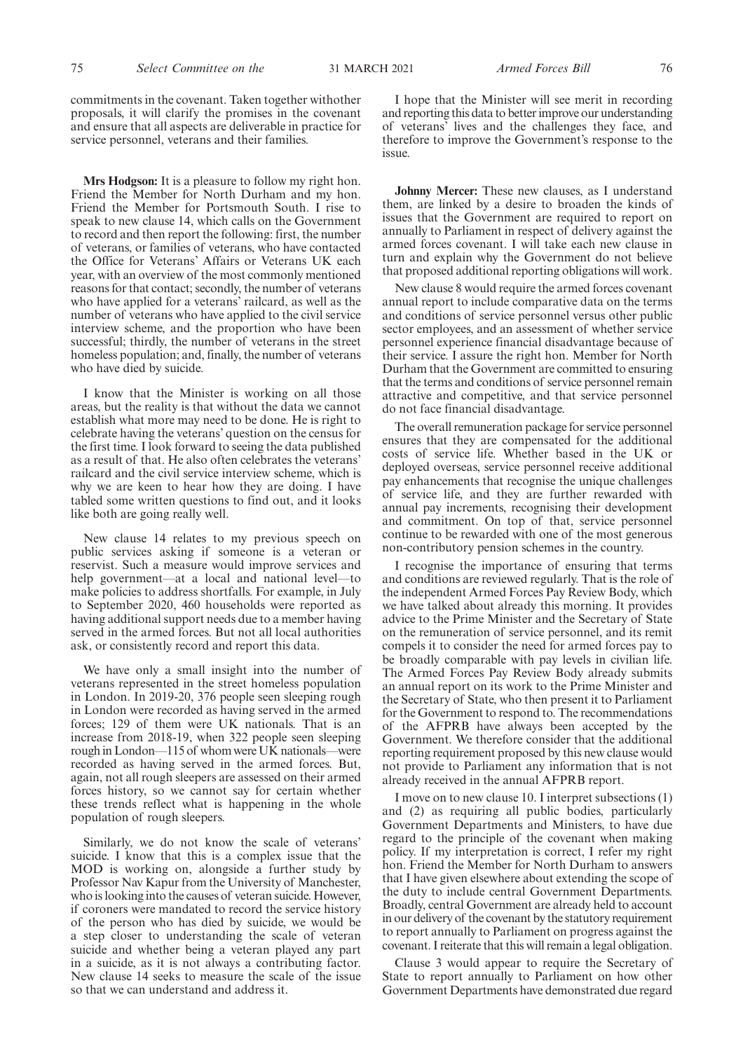commitments in the covenant. Taken together withother proposals, it will clarify the promises in the covenant and ensure that all aspects are deliverable in practice for service personnel, veterans and their families.

**Mrs Hodgson:** It is a pleasure to follow my right hon. Friend the Member for North Durham and my hon. Friend the Member for Portsmouth South. I rise to speak to new clause 14, which calls on the Government to record and then report the following: first, the number of veterans, or families of veterans, who have contacted the Office for Veterans' Affairs or Veterans UK each year, with an overview of the most commonly mentioned reasons for that contact; secondly, the number of veterans who have applied for a veterans' railcard, as well as the number of veterans who have applied to the civil service interview scheme, and the proportion who have been successful; thirdly, the number of veterans in the street homeless population; and, finally, the number of veterans who have died by suicide.

I know that the Minister is working on all those areas, but the reality is that without the data we cannot establish what more may need to be done. He is right to celebrate having the veterans' question on the census for the first time. I look forward to seeing the data published as a result of that. He also often celebrates the veterans' railcard and the civil service interview scheme, which is why we are keen to hear how they are doing. I have tabled some written questions to find out, and it looks like both are going really well.

New clause 14 relates to my previous speech on public services asking if someone is a veteran or reservist. Such a measure would improve services and help government—at a local and national level—to make policies to address shortfalls. For example, in July to September 2020, 460 households were reported as having additional support needs due to a member having served in the armed forces. But not all local authorities ask, or consistently record and report this data.

We have only a small insight into the number of veterans represented in the street homeless population in London. In 2019-20, 376 people seen sleeping rough in London were recorded as having served in the armed forces; 129 of them were UK nationals. That is an increase from 2018-19, when 322 people seen sleeping rough in London—115 of whom were UK nationals—were recorded as having served in the armed forces. But, again, not all rough sleepers are assessed on their armed forces history, so we cannot say for certain whether these trends reflect what is happening in the whole population of rough sleepers.

Similarly, we do not know the scale of veterans' suicide. I know that this is a complex issue that the MOD is working on, alongside a further study by Professor Nav Kapur from the University of Manchester, who is looking into the causes of veteran suicide. However, if coroners were mandated to record the service history of the person who has died by suicide, we would be a step closer to understanding the scale of veteran suicide and whether being a veteran played any part in a suicide, as it is not always a contributing factor. New clause 14 seeks to measure the scale of the issue so that we can understand and address it.

I hope that the Minister will see merit in recording and reporting this data to better improve our understanding of veterans' lives and the challenges they face, and therefore to improve the Government's response to the issue.

**Johnny Mercer:** These new clauses, as I understand them, are linked by a desire to broaden the kinds of issues that the Government are required to report on annually to Parliament in respect of delivery against the armed forces covenant. I will take each new clause in turn and explain why the Government do not believe that proposed additional reporting obligations will work.

New clause 8 would require the armed forces covenant annual report to include comparative data on the terms and conditions of service personnel versus other public sector employees, and an assessment of whether service personnel experience financial disadvantage because of their service. I assure the right hon. Member for North Durham that the Government are committed to ensuring that the terms and conditions of service personnel remain attractive and competitive, and that service personnel do not face financial disadvantage.

The overall remuneration package for service personnel ensures that they are compensated for the additional costs of service life. Whether based in the UK or deployed overseas, service personnel receive additional pay enhancements that recognise the unique challenges of service life, and they are further rewarded with annual pay increments, recognising their development and commitment. On top of that, service personnel continue to be rewarded with one of the most generous non-contributory pension schemes in the country.

I recognise the importance of ensuring that terms and conditions are reviewed regularly. That is the role of the independent Armed Forces Pay Review Body, which we have talked about already this morning. It provides advice to the Prime Minister and the Secretary of State on the remuneration of service personnel, and its remit compels it to consider the need for armed forces pay to be broadly comparable with pay levels in civilian life. The Armed Forces Pay Review Body already submits an annual report on its work to the Prime Minister and the Secretary of State, who then present it to Parliament for the Government to respond to. The recommendations of the AFPRB have always been accepted by the Government. We therefore consider that the additional reporting requirement proposed by this new clause would not provide to Parliament any information that is not already received in the annual AFPRB report.

I move on to new clause 10. I interpret subsections (1) and (2) as requiring all public bodies, particularly Government Departments and Ministers, to have due regard to the principle of the covenant when making policy. If my interpretation is correct, I refer my right hon. Friend the Member for North Durham to answers that I have given elsewhere about extending the scope of the duty to include central Government Departments. Broadly, central Government are already held to account in our delivery of the covenant by the statutory requirement to report annually to Parliament on progress against the covenant. I reiterate that this will remain a legal obligation.

Clause 3 would appear to require the Secretary of State to report annually to Parliament on how other Government Departments have demonstrated due regard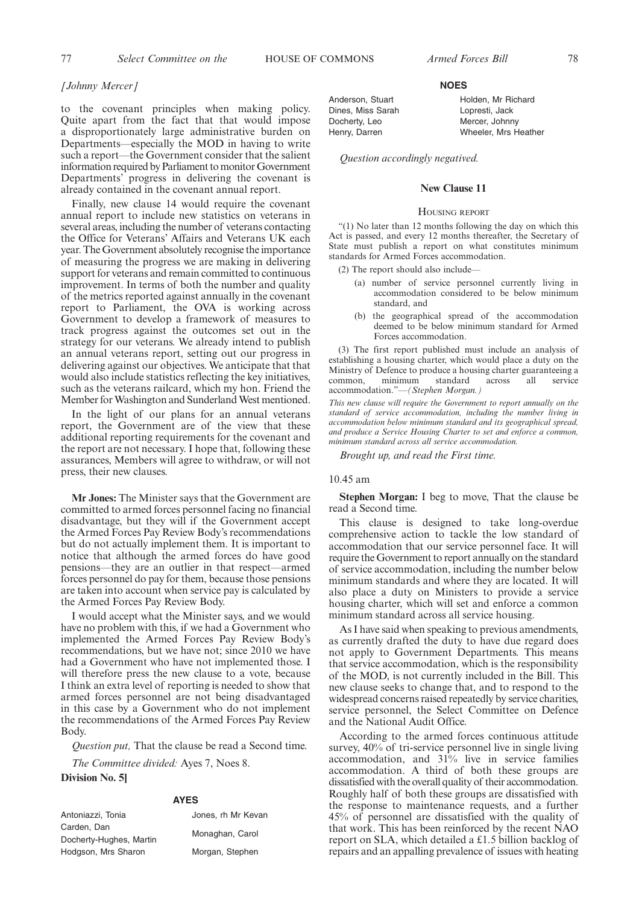*[Johnny Mercer]*

to the covenant principles when making policy. Quite apart from the fact that that would impose a disproportionately large administrative burden on Departments—especially the MOD in having to write such a report—the Government consider that the salient information required by Parliament to monitor Government Departments' progress in delivering the covenant is already contained in the covenant annual report.

Finally, new clause 14 would require the covenant annual report to include new statistics on veterans in several areas, including the number of veterans contacting the Office for Veterans' Affairs and Veterans UK each year. The Government absolutely recognise the importance of measuring the progress we are making in delivering support for veterans and remain committed to continuous improvement. In terms of both the number and quality of the metrics reported against annually in the covenant report to Parliament, the OVA is working across Government to develop a framework of measures to track progress against the outcomes set out in the strategy for our veterans. We already intend to publish an annual veterans report, setting out our progress in delivering against our objectives. We anticipate that that would also include statistics reflecting the key initiatives, such as the veterans railcard, which my hon. Friend the Member for Washington and Sunderland West mentioned.

In the light of our plans for an annual veterans report, the Government are of the view that these additional reporting requirements for the covenant and the report are not necessary. I hope that, following these assurances, Members will agree to withdraw, or will not press, their new clauses.

**Mr Jones:** The Minister says that the Government are committed to armed forces personnel facing no financial disadvantage, but they will if the Government accept the Armed Forces Pay Review Body's recommendations but do not actually implement them. It is important to notice that although the armed forces do have good pensions—they are an outlier in that respect—armed forces personnel do pay for them, because those pensions are taken into account when service pay is calculated by the Armed Forces Pay Review Body.

I would accept what the Minister says, and we would have no problem with this, if we had a Government who implemented the Armed Forces Pay Review Body's recommendations, but we have not; since 2010 we have had a Government who have not implemented those. I will therefore press the new clause to a vote, because I think an extra level of reporting is needed to show that armed forces personnel are not being disadvantaged in this case by a Government who do not implement the recommendations of the Armed Forces Pay Review Body.

*Question put,* That the clause be read a Second time.

*The Committee divided:* Ayes 7, Noes 8.

**Division No. 5]**

**AYES**

Antoniazzi, Tonia
Carden, Dan
Docherty-Hughes, Martin
Hodgson, Mrs Sharon
Jones, rh Mr Kevan
Monaghan, Carol
Morgan, Stephen

**NOES**

Anderson, Stuart
Dines, Miss Sarah
Docherty, Leo
Henry, Darren
Holden, Mr Richard
Lopresti, Jack
Mercer, Johnny
Wheeler, Mrs Heather

*Question accordingly negatived.*

### New Clause 11

HOUSING REPORT

"(1) No later than 12 months following the day on which this Act is passed, and every 12 months thereafter, the Secretary of State must publish a report on what constitutes minimum standards for Armed Forces accommodation.

(2) The report should also include—

(a) number of service personnel currently living in accommodation considered to be below minimum standard, and

(b) the geographical spread of the accommodation deemed to be below minimum standard for Armed Forces accommodation.

(3) The first report published must include an analysis of establishing a housing charter, which would place a duty on the Ministry of Defence to produce a housing charter guaranteeing a common, minimum standard across all service accommodation."—*(Stephen Morgan.)*

*This new clause will require the Government to report annually on the standard of service accommodation, including the number living in accommodation below minimum standard and its geographical spread, and produce a Service Housing Charter to set and enforce a common, minimum standard across all service accommodation.*

*Brought up, and read the First time.*

10.45 am

**Stephen Morgan:** I beg to move, That the clause be read a Second time.

This clause is designed to take long-overdue comprehensive action to tackle the low standard of accommodation that our service personnel face. It will require the Government to report annually on the standard of service accommodation, including the number below minimum standards and where they are located. It will also place a duty on Ministers to provide a service housing charter, which will set and enforce a common minimum standard across all service housing.

As I have said when speaking to previous amendments, as currently drafted the duty to have due regard does not apply to Government Departments. This means that service accommodation, which is the responsibility of the MOD, is not currently included in the Bill. This new clause seeks to change that, and to respond to the widespread concerns raised repeatedly by service charities, service personnel, the Select Committee on Defence and the National Audit Office.

According to the armed forces continuous attitude survey, 40% of tri-service personnel live in single living accommodation, and 31% live in service families accommodation. A third of both these groups are dissatisfied with the overall quality of their accommodation. Roughly half of both these groups are dissatisfied with the response to maintenance requests, and a further 45% of personnel are dissatisfied with the quality of that work. This has been reinforced by the recent NAO report on SLA, which detailed a £1.5 billion backlog of repairs and an appalling prevalence of issues with heating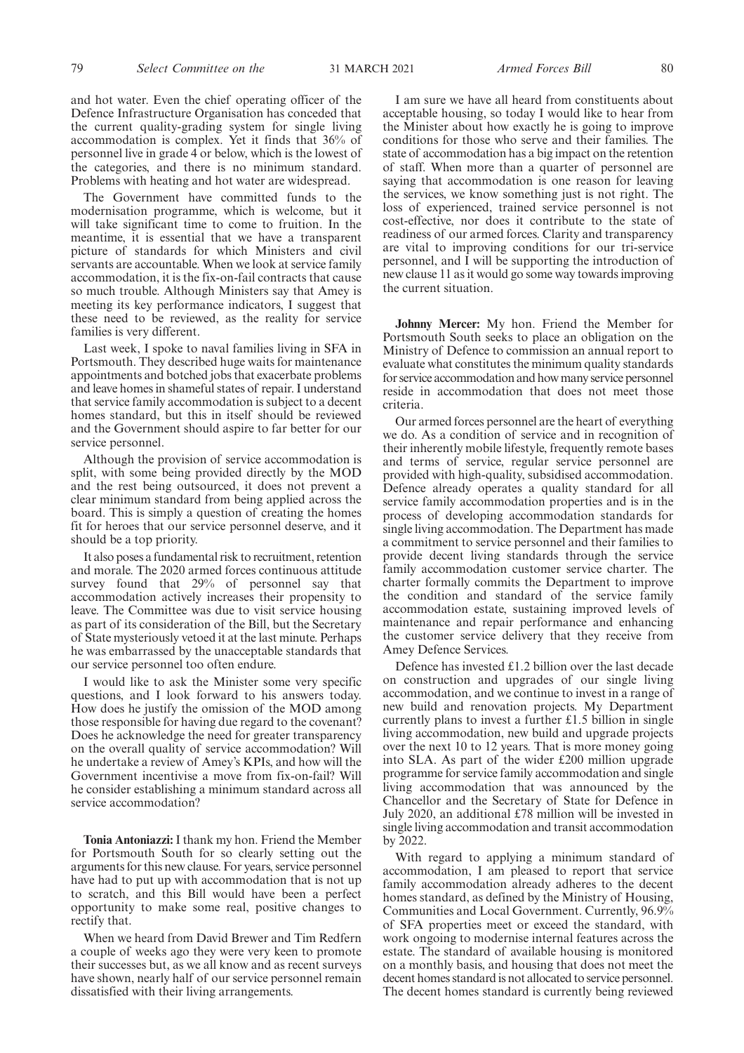and hot water. Even the chief operating officer of the Defence Infrastructure Organisation has conceded that the current quality-grading system for single living accommodation is complex. Yet it finds that 36% of personnel live in grade 4 or below, which is the lowest of the categories, and there is no minimum standard. Problems with heating and hot water are widespread.

The Government have committed funds to the modernisation programme, which is welcome, but it will take significant time to come to fruition. In the meantime, it is essential that we have a transparent picture of standards for which Ministers and civil servants are accountable. When we look at service family accommodation, it is the fix-on-fail contracts that cause so much trouble. Although Ministers say that Amey is meeting its key performance indicators, I suggest that these need to be reviewed, as the reality for service families is very different.

Last week, I spoke to naval families living in SFA in Portsmouth. They described huge waits for maintenance appointments and botched jobs that exacerbate problems and leave homes in shameful states of repair. I understand that service family accommodation is subject to a decent homes standard, but this in itself should be reviewed and the Government should aspire to far better for our service personnel.

Although the provision of service accommodation is split, with some being provided directly by the MOD and the rest being outsourced, it does not prevent a clear minimum standard from being applied across the board. This is simply a question of creating the homes fit for heroes that our service personnel deserve, and it should be a top priority.

It also poses a fundamental risk to recruitment, retention and morale. The 2020 armed forces continuous attitude survey found that 29% of personnel say that accommodation actively increases their propensity to leave. The Committee was due to visit service housing as part of its consideration of the Bill, but the Secretary of State mysteriously vetoed it at the last minute. Perhaps he was embarrassed by the unacceptable standards that our service personnel too often endure.

I would like to ask the Minister some very specific questions, and I look forward to his answers today. How does he justify the omission of the MOD among those responsible for having due regard to the covenant? Does he acknowledge the need for greater transparency on the overall quality of service accommodation? Will he undertake a review of Amey's KPIs, and how will the Government incentivise a move from fix-on-fail? Will he consider establishing a minimum standard across all service accommodation?

**Tonia Antoniazzi:** I thank my hon. Friend the Member for Portsmouth South for so clearly setting out the arguments for this new clause. For years, service personnel have had to put up with accommodation that is not up to scratch, and this Bill would have been a perfect opportunity to make some real, positive changes to rectify that.

When we heard from David Brewer and Tim Redfern a couple of weeks ago they were very keen to promote their successes but, as we all know and as recent surveys have shown, nearly half of our service personnel remain dissatisfied with their living arrangements.

I am sure we have all heard from constituents about acceptable housing, so today I would like to hear from the Minister about how exactly he is going to improve conditions for those who serve and their families. The state of accommodation has a big impact on the retention of staff. When more than a quarter of personnel are saying that accommodation is one reason for leaving the services, we know something just is not right. The loss of experienced, trained service personnel is not cost-effective, nor does it contribute to the state of readiness of our armed forces. Clarity and transparency are vital to improving conditions for our tri-service personnel, and I will be supporting the introduction of new clause 11 as it would go some way towards improving the current situation.

**Johnny Mercer:** My hon. Friend the Member for Portsmouth South seeks to place an obligation on the Ministry of Defence to commission an annual report to evaluate what constitutes the minimum quality standards for service accommodation and how many service personnel reside in accommodation that does not meet those criteria.

Our armed forces personnel are the heart of everything we do. As a condition of service and in recognition of their inherently mobile lifestyle, frequently remote bases and terms of service, regular service personnel are provided with high-quality, subsidised accommodation. Defence already operates a quality standard for all service family accommodation properties and is in the process of developing accommodation standards for single living accommodation. The Department has made a commitment to service personnel and their families to provide decent living standards through the service family accommodation customer service charter. The charter formally commits the Department to improve the condition and standard of the service family accommodation estate, sustaining improved levels of maintenance and repair performance and enhancing the customer service delivery that they receive from Amey Defence Services.

Defence has invested £1.2 billion over the last decade on construction and upgrades of our single living accommodation, and we continue to invest in a range of new build and renovation projects. My Department currently plans to invest a further £1.5 billion in single living accommodation, new build and upgrade projects over the next 10 to 12 years. That is more money going into SLA. As part of the wider £200 million upgrade programme for service family accommodation and single living accommodation that was announced by the Chancellor and the Secretary of State for Defence in July 2020, an additional £78 million will be invested in single living accommodation and transit accommodation by 2022.

With regard to applying a minimum standard of accommodation, I am pleased to report that service family accommodation already adheres to the decent homes standard, as defined by the Ministry of Housing, Communities and Local Government. Currently, 96.9% of SFA properties meet or exceed the standard, with work ongoing to modernise internal features across the estate. The standard of available housing is monitored on a monthly basis, and housing that does not meet the decent homes standard is not allocated to service personnel. The decent homes standard is currently being reviewed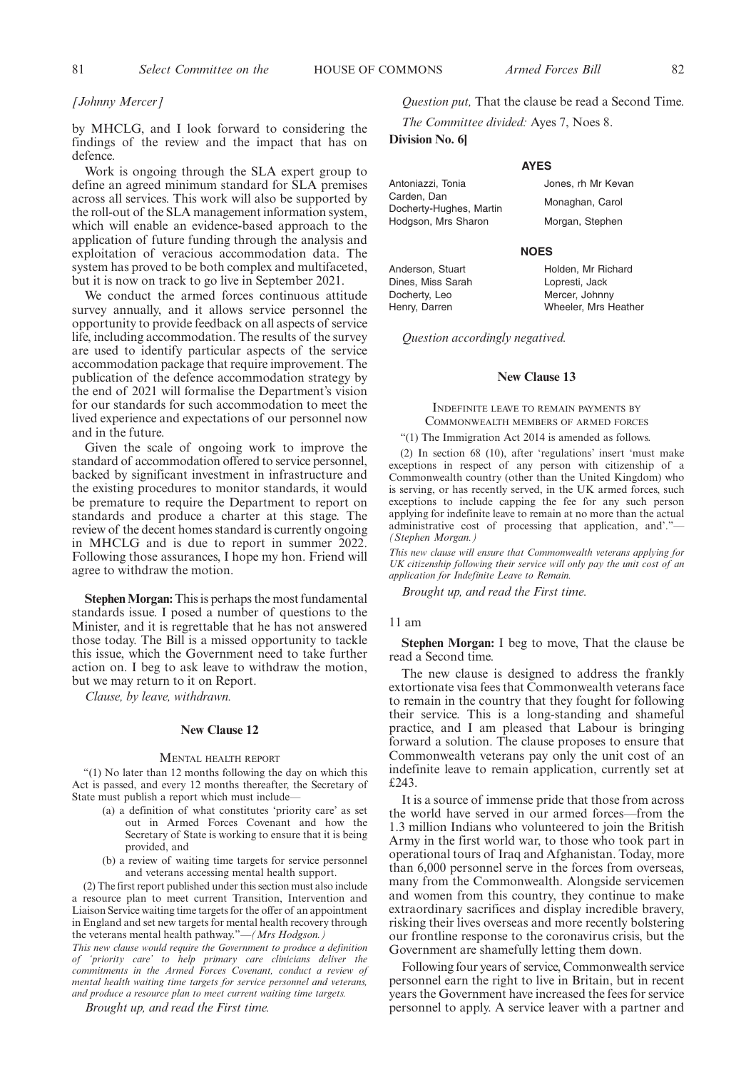*[Johnny Mercer]*

by MHCLG, and I look forward to considering the findings of the review and the impact that has on defence.

Work is ongoing through the SLA expert group to define an agreed minimum standard for SLA premises across all services. This work will also be supported by the roll-out of the SLA management information system, which will enable an evidence-based approach to the application of future funding through the analysis and exploitation of veracious accommodation data. The system has proved to be both complex and multifaceted, but it is now on track to go live in September 2021.

We conduct the armed forces continuous attitude survey annually, and it allows service personnel the opportunity to provide feedback on all aspects of service life, including accommodation. The results of the survey are used to identify particular aspects of the service accommodation package that require improvement. The publication of the defence accommodation strategy by the end of 2021 will formalise the Department's vision for our standards for such accommodation to meet the lived experience and expectations of our personnel now and in the future.

Given the scale of ongoing work to improve the standard of accommodation offered to service personnel, backed by significant investment in infrastructure and the existing procedures to monitor standards, it would be premature to require the Department to report on standards and produce a charter at this stage. The review of the decent homes standard is currently ongoing in MHCLG and is due to report in summer 2022. Following those assurances, I hope my hon. Friend will agree to withdraw the motion.

**Stephen Morgan:** This is perhaps the most fundamental standards issue. I posed a number of questions to the Minister, and it is regrettable that he has not answered those today. The Bill is a missed opportunity to tackle this issue, which the Government need to take further action on. I beg to ask leave to withdraw the motion, but we may return to it on Report.

*Clause, by leave, withdrawn.*

### New Clause 12

MENTAL HEALTH REPORT

"(1) No later than 12 months following the day on which this Act is passed, and every 12 months thereafter, the Secretary of State must publish a report which must include—

(a) a definition of what constitutes 'priority care' as set out in Armed Forces Covenant and how the Secretary of State is working to ensure that it is being provided, and

(b) a review of waiting time targets for service personnel and veterans accessing mental health support.

(2) The first report published under this section must also include a resource plan to meet current Transition, Intervention and Liaison Service waiting time targets for the offer of an appointment in England and set new targets for mental health recovery through the veterans mental health pathway."—*(Mrs Hodgson.)*

*This new clause would require the Government to produce a definition of 'priority care' to help primary care clinicians deliver the commitments in the Armed Forces Covenant, conduct a review of mental health waiting time targets for service personnel and veterans, and produce a resource plan to meet current waiting time targets.*

*Brought up, and read the First time.*

*Question put,* That the clause be read a Second Time.

*The Committee divided:* Ayes 7, Noes 8.

**Division No. 6]**

**AYES**

Antoniazzi, Tonia
Carden, Dan
Docherty-Hughes, Martin
Hodgson, Mrs Sharon
Jones, rh Mr Kevan
Monaghan, Carol
Morgan, Stephen

**NOES**

Anderson, Stuart
Dines, Miss Sarah
Docherty, Leo
Henry, Darren
Holden, Mr Richard
Lopresti, Jack
Mercer, Johnny
Wheeler, Mrs Heather

*Question accordingly negatived.*

### New Clause 13

INDEFINITE LEAVE TO REMAIN PAYMENTS BY COMMONWEALTH MEMBERS OF ARMED FORCES

"(1) The Immigration Act 2014 is amended as follows.

(2) In section 68 (10), after 'regulations' insert 'must make exceptions in respect of any person with citizenship of a Commonwealth country (other than the United Kingdom) who is serving, or has recently served, in the UK armed forces, such exceptions to include capping the fee for any such person applying for indefinite leave to remain at no more than the actual administrative cost of processing that application, and'."—*(Stephen Morgan.)*

*This new clause will ensure that Commonwealth veterans applying for UK citizenship following their service will only pay the unit cost of an application for Indefinite Leave to Remain.*

*Brought up, and read the First time.*

11 am

**Stephen Morgan:** I beg to move, That the clause be read a Second time.

The new clause is designed to address the frankly extortionate visa fees that Commonwealth veterans face to remain in the country that they fought for following their service. This is a long-standing and shameful practice, and I am pleased that Labour is bringing forward a solution. The clause proposes to ensure that Commonwealth veterans pay only the unit cost of an indefinite leave to remain application, currently set at £243.

It is a source of immense pride that those from across the world have served in our armed forces—from the 1.3 million Indians who volunteered to join the British Army in the first world war, to those who took part in operational tours of Iraq and Afghanistan. Today, more than 6,000 personnel serve in the forces from overseas, many from the Commonwealth. Alongside servicemen and women from this country, they continue to make extraordinary sacrifices and display incredible bravery, risking their lives overseas and more recently bolstering our frontline response to the coronavirus crisis, but the Government are shamefully letting them down.

Following four years of service, Commonwealth service personnel earn the right to live in Britain, but in recent years the Government have increased the fees for service personnel to apply. A service leaver with a partner and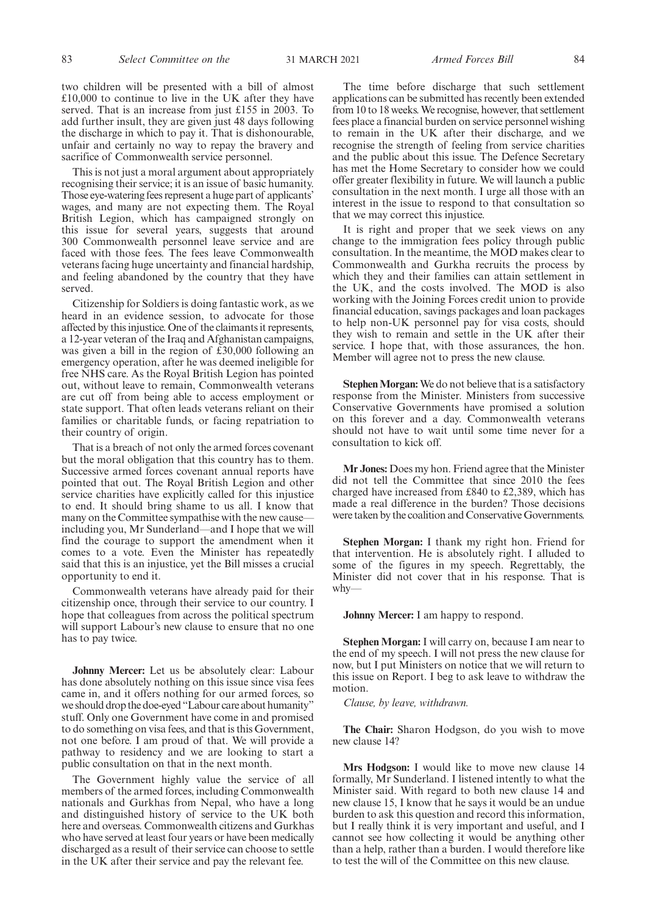two children will be presented with a bill of almost £10,000 to continue to live in the UK after they have served. That is an increase from just £155 in 2003. To add further insult, they are given just 48 days following the discharge in which to pay it. That is dishonourable, unfair and certainly no way to repay the bravery and sacrifice of Commonwealth service personnel.

This is not just a moral argument about appropriately recognising their service; it is an issue of basic humanity. Those eye-watering fees represent a huge part of applicants' wages, and many are not expecting them. The Royal British Legion, which has campaigned strongly on this issue for several years, suggests that around 300 Commonwealth personnel leave service and are faced with those fees. The fees leave Commonwealth veterans facing huge uncertainty and financial hardship, and feeling abandoned by the country that they have served.

Citizenship for Soldiers is doing fantastic work, as we heard in an evidence session, to advocate for those affected by this injustice. One of the claimants it represents, a 12-year veteran of the Iraq and Afghanistan campaigns, was given a bill in the region of £30,000 following an emergency operation, after he was deemed ineligible for free NHS care. As the Royal British Legion has pointed out, without leave to remain, Commonwealth veterans are cut off from being able to access employment or state support. That often leads veterans reliant on their families or charitable funds, or facing repatriation to their country of origin.

That is a breach of not only the armed forces covenant but the moral obligation that this country has to them. Successive armed forces covenant annual reports have pointed that out. The Royal British Legion and other service charities have explicitly called for this injustice to end. It should bring shame to us all. I know that many on the Committee sympathise with the new cause—including you, Mr Sunderland—and I hope that we will find the courage to support the amendment when it comes to a vote. Even the Minister has repeatedly said that this is an injustice, yet the Bill misses a crucial opportunity to end it.

Commonwealth veterans have already paid for their citizenship once, through their service to our country. I hope that colleagues from across the political spectrum will support Labour's new clause to ensure that no one has to pay twice.

**Johnny Mercer:** Let us be absolutely clear: Labour has done absolutely nothing on this issue since visa fees came in, and it offers nothing for our armed forces, so we should drop the doe-eyed "Labour care about humanity" stuff. Only one Government have come in and promised to do something on visa fees, and that is this Government, not one before. I am proud of that. We will provide a pathway to residency and we are looking to start a public consultation on that in the next month.

The Government highly value the service of all members of the armed forces, including Commonwealth nationals and Gurkhas from Nepal, who have a long and distinguished history of service to the UK both here and overseas. Commonwealth citizens and Gurkhas who have served at least four years or have been medically discharged as a result of their service can choose to settle in the UK after their service and pay the relevant fee.

The time before discharge that such settlement applications can be submitted has recently been extended from 10 to 18 weeks. We recognise, however, that settlement fees place a financial burden on service personnel wishing to remain in the UK after their discharge, and we recognise the strength of feeling from service charities and the public about this issue. The Defence Secretary has met the Home Secretary to consider how we could offer greater flexibility in future. We will launch a public consultation in the next month. I urge all those with an interest in the issue to respond to that consultation so that we may correct this injustice.

It is right and proper that we seek views on any change to the immigration fees policy through public consultation. In the meantime, the MOD makes clear to Commonwealth and Gurkha recruits the process by which they and their families can attain settlement in the UK, and the costs involved. The MOD is also working with the Joining Forces credit union to provide financial education, savings packages and loan packages to help non-UK personnel pay for visa costs, should they wish to remain and settle in the UK after their service. I hope that, with those assurances, the hon. Member will agree not to press the new clause.

**Stephen Morgan:** We do not believe that is a satisfactory response from the Minister. Ministers from successive Conservative Governments have promised a solution on this forever and a day. Commonwealth veterans should not have to wait until some time never for a consultation to kick off.

**Mr Jones:** Does my hon. Friend agree that the Minister did not tell the Committee that since 2010 the fees charged have increased from £840 to £2,389, which has made a real difference in the burden? Those decisions were taken by the coalition and Conservative Governments.

**Stephen Morgan:** I thank my right hon. Friend for that intervention. He is absolutely right. I alluded to some of the figures in my speech. Regrettably, the Minister did not cover that in his response. That is why—

**Johnny Mercer:** I am happy to respond.

**Stephen Morgan:** I will carry on, because I am near to the end of my speech. I will not press the new clause for now, but I put Ministers on notice that we will return to this issue on Report. I beg to ask leave to withdraw the motion.

*Clause, by leave, withdrawn.*

**The Chair:** Sharon Hodgson, do you wish to move new clause 14?

**Mrs Hodgson:** I would like to move new clause 14 formally, Mr Sunderland. I listened intently to what the Minister said. With regard to both new clause 14 and new clause 15, I know that he says it would be an undue burden to ask this question and record this information, but I really think it is very important and useful, and I cannot see how collecting it would be anything other than a help, rather than a burden. I would therefore like to test the will of the Committee on this new clause.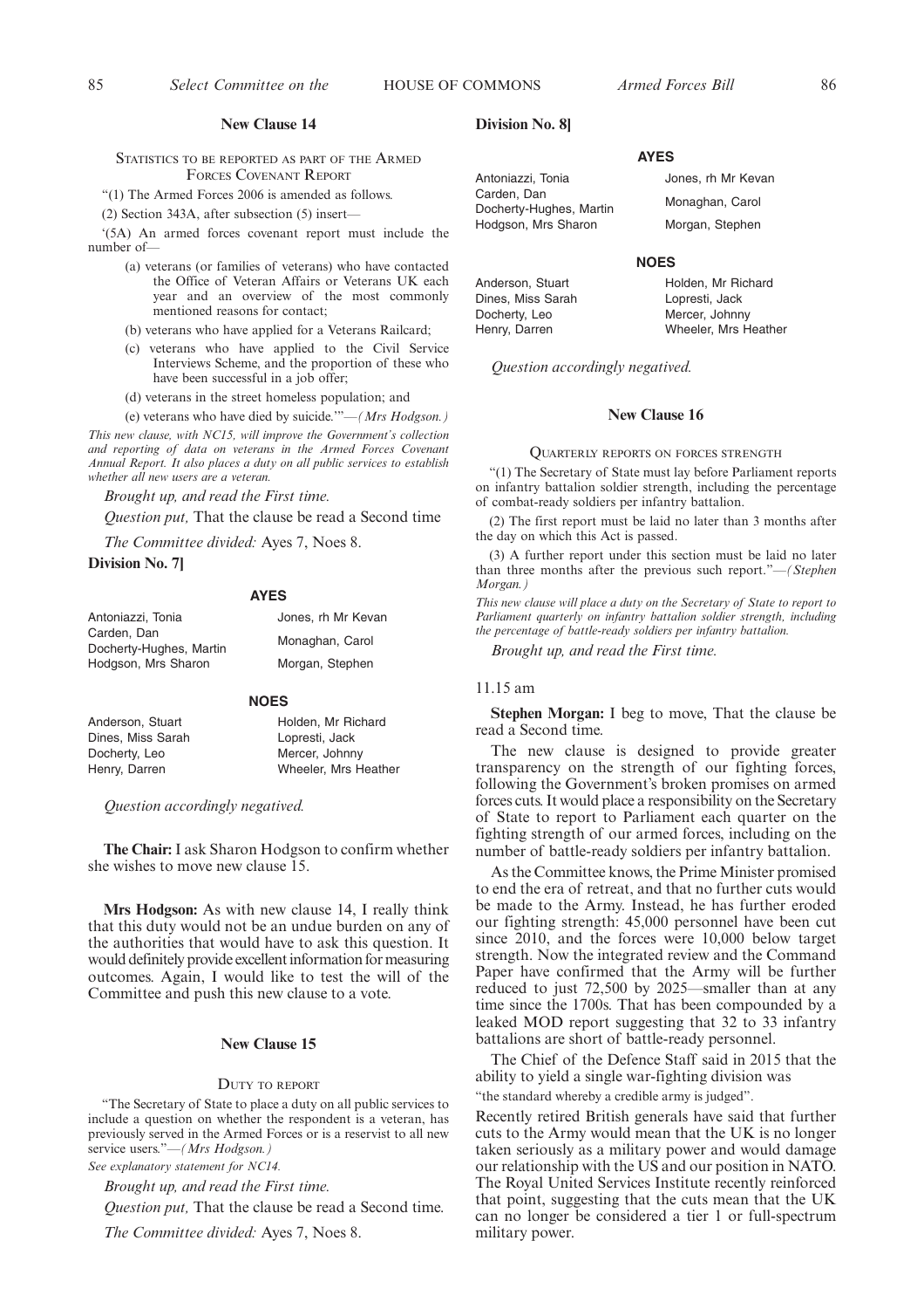## New Clause 14

Statistics to be reported as part of the Armed Forces Covenant Report

"(1) The Armed Forces 2006 is amended as follows.

(2) Section 343A, after subsection (5) insert—

'(5A) An armed forces covenant report must include the number of—

(a) veterans (or families of veterans) who have contacted the Office of Veteran Affairs or Veterans UK each year and an overview of the most commonly mentioned reasons for contact;

(b) veterans who have applied for a Veterans Railcard;

(c) veterans who have applied to the Civil Service Interviews Scheme, and the proportion of these who have been successful in a job offer;

(d) veterans in the street homeless population; and

(e) veterans who have died by suicide.'"—*(Mrs Hodgson.)*

*This new clause, with NC15, will improve the Government's collection and reporting of data on veterans in the Armed Forces Covenant Annual Report. It also places a duty on all public services to establish whether all new users are a veteran.*

*Brought up, and read the First time.*

*Question put,* That the clause be read a Second time

*The Committee divided:* Ayes 7, Noes 8.

**Division No. 7]**

**AYES**

Antoniazzi, Tonia
Carden, Dan
Docherty-Hughes, Martin
Hodgson, Mrs Sharon
Jones, rh Mr Kevan
Monaghan, Carol
Morgan, Stephen

**NOES**

Anderson, Stuart
Dines, Miss Sarah
Docherty, Leo
Henry, Darren
Holden, Mr Richard
Lopresti, Jack
Mercer, Johnny
Wheeler, Mrs Heather

*Question accordingly negatived.*

**The Chair:** I ask Sharon Hodgson to confirm whether she wishes to move new clause 15.

**Mrs Hodgson:** As with new clause 14, I really think that this duty would not be an undue burden on any of the authorities that would have to ask this question. It would definitely provide excellent information for measuring outcomes. Again, I would like to test the will of the Committee and push this new clause to a vote.

## New Clause 15

Duty to report

"The Secretary of State to place a duty on all public services to include a question on whether the respondent is a veteran, has previously served in the Armed Forces or is a reservist to all new service users."—*(Mrs Hodgson.)*

*See explanatory statement for NC14.*

*Brought up, and read the First time.*

*Question put,* That the clause be read a Second time.

*The Committee divided:* Ayes 7, Noes 8.

**Division No. 8]**

**AYES**

Antoniazzi, Tonia
Carden, Dan
Docherty-Hughes, Martin
Hodgson, Mrs Sharon
Jones, rh Mr Kevan
Monaghan, Carol
Morgan, Stephen

**NOES**

Anderson, Stuart
Dines, Miss Sarah
Docherty, Leo
Henry, Darren
Holden, Mr Richard
Lopresti, Jack
Mercer, Johnny
Wheeler, Mrs Heather

*Question accordingly negatived.*

## New Clause 16

Quarterly reports on forces strength

"(1) The Secretary of State must lay before Parliament reports on infantry battalion soldier strength, including the percentage of combat-ready soldiers per infantry battalion.

(2) The first report must be laid no later than 3 months after the day on which this Act is passed.

(3) A further report under this section must be laid no later than three months after the previous such report."—*(Stephen Morgan.)*

*This new clause will place a duty on the Secretary of State to report to Parliament quarterly on infantry battalion soldier strength, including the percentage of battle-ready soldiers per infantry battalion.*

*Brought up, and read the First time.*

11.15 am

**Stephen Morgan:** I beg to move, That the clause be read a Second time.

The new clause is designed to provide greater transparency on the strength of our fighting forces, following the Government's broken promises on armed forces cuts. It would place a responsibility on the Secretary of State to report to Parliament each quarter on the fighting strength of our armed forces, including on the number of battle-ready soldiers per infantry battalion.

As the Committee knows, the Prime Minister promised to end the era of retreat, and that no further cuts would be made to the Army. Instead, he has further eroded our fighting strength: 45,000 personnel have been cut since 2010, and the forces were 10,000 below target strength. Now the integrated review and the Command Paper have confirmed that the Army will be further reduced to just 72,500 by 2025—smaller than at any time since the 1700s. That has been compounded by a leaked MOD report suggesting that 32 to 33 infantry battalions are short of battle-ready personnel.

The Chief of the Defence Staff said in 2015 that the ability to yield a single war-fighting division was

"the standard whereby a credible army is judged".

Recently retired British generals have said that further cuts to the Army would mean that the UK is no longer taken seriously as a military power and would damage our relationship with the US and our position in NATO. The Royal United Services Institute recently reinforced that point, suggesting that the cuts mean that the UK can no longer be considered a tier 1 or full-spectrum military power.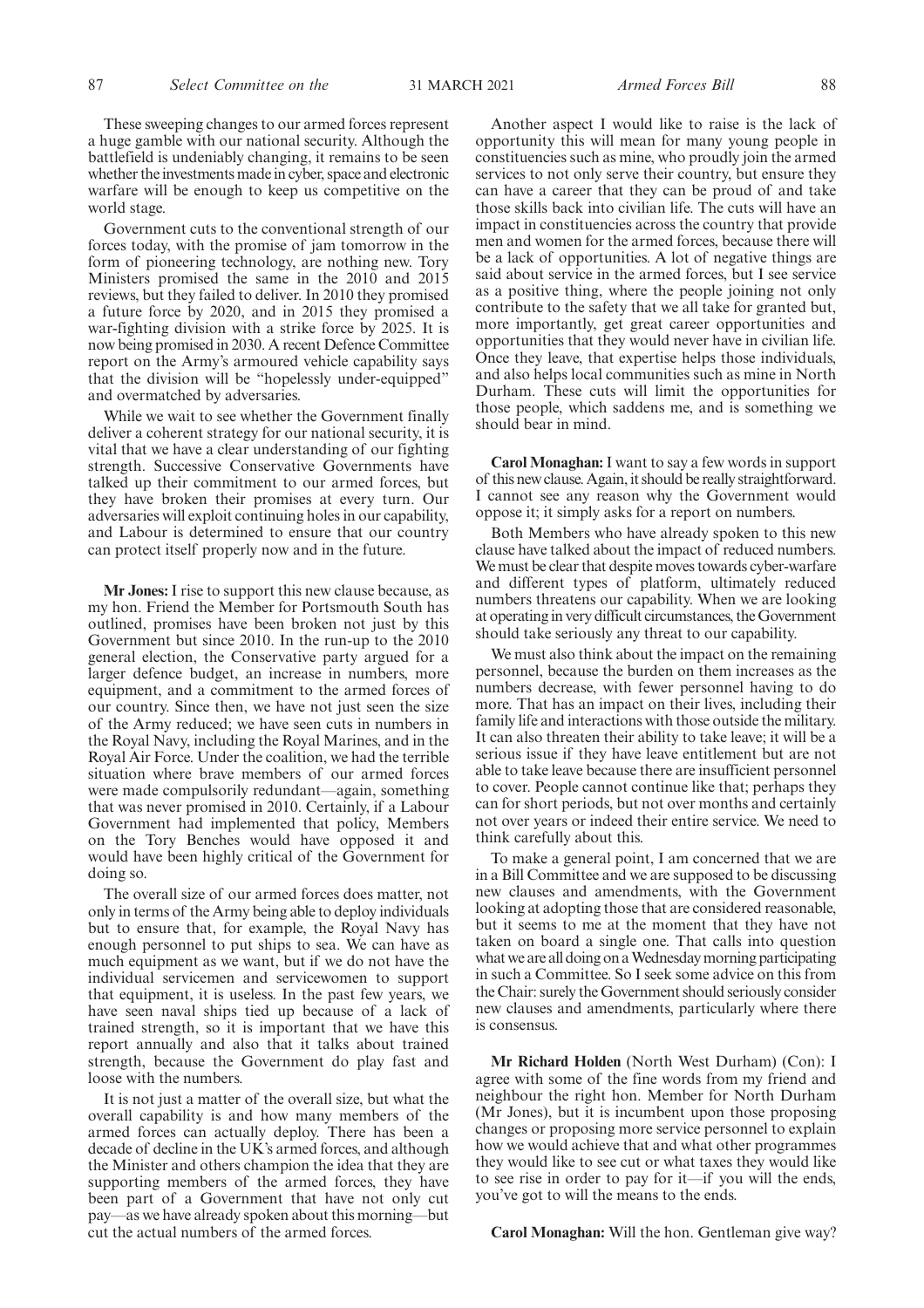These sweeping changes to our armed forces represent a huge gamble with our national security. Although the battlefield is undeniably changing, it remains to be seen whether the investments made in cyber, space and electronic warfare will be enough to keep us competitive on the world stage.

Government cuts to the conventional strength of our forces today, with the promise of jam tomorrow in the form of pioneering technology, are nothing new. Tory Ministers promised the same in the 2010 and 2015 reviews, but they failed to deliver. In 2010 they promised a future force by 2020, and in 2015 they promised a war-fighting division with a strike force by 2025. It is now being promised in 2030. A recent Defence Committee report on the Army's armoured vehicle capability says that the division will be "hopelessly under-equipped" and overmatched by adversaries.

While we wait to see whether the Government finally deliver a coherent strategy for our national security, it is vital that we have a clear understanding of our fighting strength. Successive Conservative Governments have talked up their commitment to our armed forces, but they have broken their promises at every turn. Our adversaries will exploit continuing holes in our capability, and Labour is determined to ensure that our country can protect itself properly now and in the future.

**Mr Jones:** I rise to support this new clause because, as my hon. Friend the Member for Portsmouth South has outlined, promises have been broken not just by this Government but since 2010. In the run-up to the 2010 general election, the Conservative party argued for a larger defence budget, an increase in numbers, more equipment, and a commitment to the armed forces of our country. Since then, we have not just seen the size of the Army reduced; we have seen cuts in numbers in the Royal Navy, including the Royal Marines, and in the Royal Air Force. Under the coalition, we had the terrible situation where brave members of our armed forces were made compulsorily redundant—again, something that was never promised in 2010. Certainly, if a Labour Government had implemented that policy, Members on the Tory Benches would have opposed it and would have been highly critical of the Government for doing so.

The overall size of our armed forces does matter, not only in terms of the Army being able to deploy individuals but to ensure that, for example, the Royal Navy has enough personnel to put ships to sea. We can have as much equipment as we want, but if we do not have the individual servicemen and servicewomen to support that equipment, it is useless. In the past few years, we have seen naval ships tied up because of a lack of trained strength, so it is important that we have this report annually and also that it talks about trained strength, because the Government do play fast and loose with the numbers.

It is not just a matter of the overall size, but what the overall capability is and how many members of the armed forces can actually deploy. There has been a decade of decline in the UK's armed forces, and although the Minister and others champion the idea that they are supporting members of the armed forces, they have been part of a Government that have not only cut pay—as we have already spoken about this morning—but cut the actual numbers of the armed forces.

Another aspect I would like to raise is the lack of opportunity this will mean for many young people in constituencies such as mine, who proudly join the armed services to not only serve their country, but ensure they can have a career that they can be proud of and take those skills back into civilian life. The cuts will have an impact in constituencies across the country that provide men and women for the armed forces, because there will be a lack of opportunities. A lot of negative things are said about service in the armed forces, but I see service as a positive thing, where the people joining not only contribute to the safety that we all take for granted but, more importantly, get great career opportunities and opportunities that they would never have in civilian life. Once they leave, that expertise helps those individuals, and also helps local communities such as mine in North Durham. These cuts will limit the opportunities for those people, which saddens me, and is something we should bear in mind.

**Carol Monaghan:** I want to say a few words in support of this new clause. Again, it should be really straightforward. I cannot see any reason why the Government would oppose it; it simply asks for a report on numbers.

Both Members who have already spoken to this new clause have talked about the impact of reduced numbers. We must be clear that despite moves towards cyber-warfare and different types of platform, ultimately reduced numbers threatens our capability. When we are looking at operating in very difficult circumstances, the Government should take seriously any threat to our capability.

We must also think about the impact on the remaining personnel, because the burden on them increases as the numbers decrease, with fewer personnel having to do more. That has an impact on their lives, including their family life and interactions with those outside the military. It can also threaten their ability to take leave; it will be a serious issue if they have leave entitlement but are not able to take leave because there are insufficient personnel to cover. People cannot continue like that; perhaps they can for short periods, but not over months and certainly not over years or indeed their entire service. We need to think carefully about this.

To make a general point, I am concerned that we are in a Bill Committee and we are supposed to be discussing new clauses and amendments, with the Government looking at adopting those that are considered reasonable, but it seems to me at the moment that they have not taken on board a single one. That calls into question what we are all doing on a Wednesday morning participating in such a Committee. So I seek some advice on this from the Chair: surely the Government should seriously consider new clauses and amendments, particularly where there is consensus.

**Mr Richard Holden** (North West Durham) (Con): I agree with some of the fine words from my friend and neighbour the right hon. Member for North Durham (Mr Jones), but it is incumbent upon those proposing changes or proposing more service personnel to explain how we would achieve that and what other programmes they would like to see cut or what taxes they would like to see rise in order to pay for it—if you will the ends, you've got to will the means to the ends.

**Carol Monaghan:** Will the hon. Gentleman give way?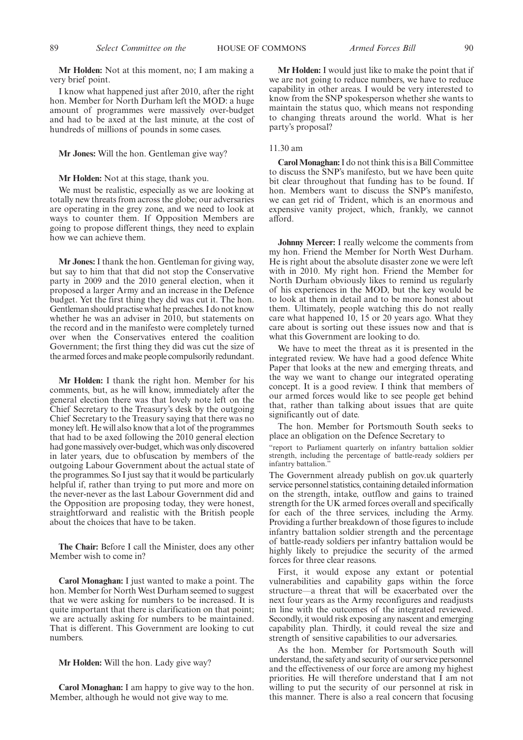**Mr Holden:** Not at this moment, no; I am making a very brief point.

I know what happened just after 2010, after the right hon. Member for North Durham left the MOD: a huge amount of programmes were massively over-budget and had to be axed at the last minute, at the cost of hundreds of millions of pounds in some cases.

**Mr Jones:** Will the hon. Gentleman give way?

**Mr Holden:** Not at this stage, thank you.

We must be realistic, especially as we are looking at totally new threats from across the globe; our adversaries are operating in the grey zone, and we need to look at ways to counter them. If Opposition Members are going to propose different things, they need to explain how we can achieve them.

**Mr Jones:** I thank the hon. Gentleman for giving way, but say to him that that did not stop the Conservative party in 2009 and the 2010 general election, when it proposed a larger Army and an increase in the Defence budget. Yet the first thing they did was cut it. The hon. Gentleman should practise what he preaches. I do not know whether he was an adviser in 2010, but statements on the record and in the manifesto were completely turned over when the Conservatives entered the coalition Government; the first thing they did was cut the size of the armed forces and make people compulsorily redundant.

**Mr Holden:** I thank the right hon. Member for his comments, but, as he will know, immediately after the general election there was that lovely note left on the Chief Secretary to the Treasury's desk by the outgoing Chief Secretary to the Treasury saying that there was no money left. He will also know that a lot of the programmes that had to be axed following the 2010 general election had gone massively over-budget, which was only discovered in later years, due to obfuscation by members of the outgoing Labour Government about the actual state of the programmes. So I just say that it would be particularly helpful if, rather than trying to put more and more on the never-never as the last Labour Government did and the Opposition are proposing today, they were honest, straightforward and realistic with the British people about the choices that have to be taken.

**The Chair:** Before I call the Minister, does any other Member wish to come in?

**Carol Monaghan:** I just wanted to make a point. The hon. Member for North West Durham seemed to suggest that we were asking for numbers to be increased. It is quite important that there is clarification on that point; we are actually asking for numbers to be maintained. That is different. This Government are looking to cut numbers.

**Mr Holden:** Will the hon. Lady give way?

**Carol Monaghan:** I am happy to give way to the hon. Member, although he would not give way to me.

**Mr Holden:** I would just like to make the point that if we are not going to reduce numbers, we have to reduce capability in other areas. I would be very interested to know from the SNP spokesperson whether she wants to maintain the status quo, which means not responding to changing threats around the world. What is her party's proposal?

11.30 am

**Carol Monaghan:** I do not think this is a Bill Committee to discuss the SNP's manifesto, but we have been quite bit clear throughout that funding has to be found. If hon. Members want to discuss the SNP's manifesto, we can get rid of Trident, which is an enormous and expensive vanity project, which, frankly, we cannot afford.

**Johnny Mercer:** I really welcome the comments from my hon. Friend the Member for North West Durham. He is right about the absolute disaster zone we were left with in 2010. My right hon. Friend the Member for North Durham obviously likes to remind us regularly of his experiences in the MOD, but the key would be to look at them in detail and to be more honest about them. Ultimately, people watching this do not really care what happened 10, 15 or 20 years ago. What they care about is sorting out these issues now and that is what this Government are looking to do.

We have to meet the threat as it is presented in the integrated review. We have had a good defence White Paper that looks at the new and emerging threats, and the way we want to change our integrated operating concept. It is a good review. I think that members of our armed forces would like to see people get behind that, rather than talking about issues that are quite significantly out of date.

The hon. Member for Portsmouth South seeks to place an obligation on the Defence Secretary to

"report to Parliament quarterly on infantry battalion soldier strength, including the percentage of battle-ready soldiers per infantry battalion."

The Government already publish on gov.uk quarterly service personnel statistics, containing detailed information on the strength, intake, outflow and gains to trained strength for the UK armed forces overall and specifically for each of the three services, including the Army. Providing a further breakdown of those figures to include infantry battalion soldier strength and the percentage of battle-ready soldiers per infantry battalion would be highly likely to prejudice the security of the armed forces for three clear reasons.

First, it would expose any extant or potential vulnerabilities and capability gaps within the force structure—a threat that will be exacerbated over the next four years as the Army reconfigures and readjusts in line with the outcomes of the integrated reviewed. Secondly, it would risk exposing any nascent and emerging capability plan. Thirdly, it could reveal the size and strength of sensitive capabilities to our adversaries.

As the hon. Member for Portsmouth South will understand, the safety and security of our service personnel and the effectiveness of our force are among my highest priorities. He will therefore understand that I am not willing to put the security of our personnel at risk in this manner. There is also a real concern that focusing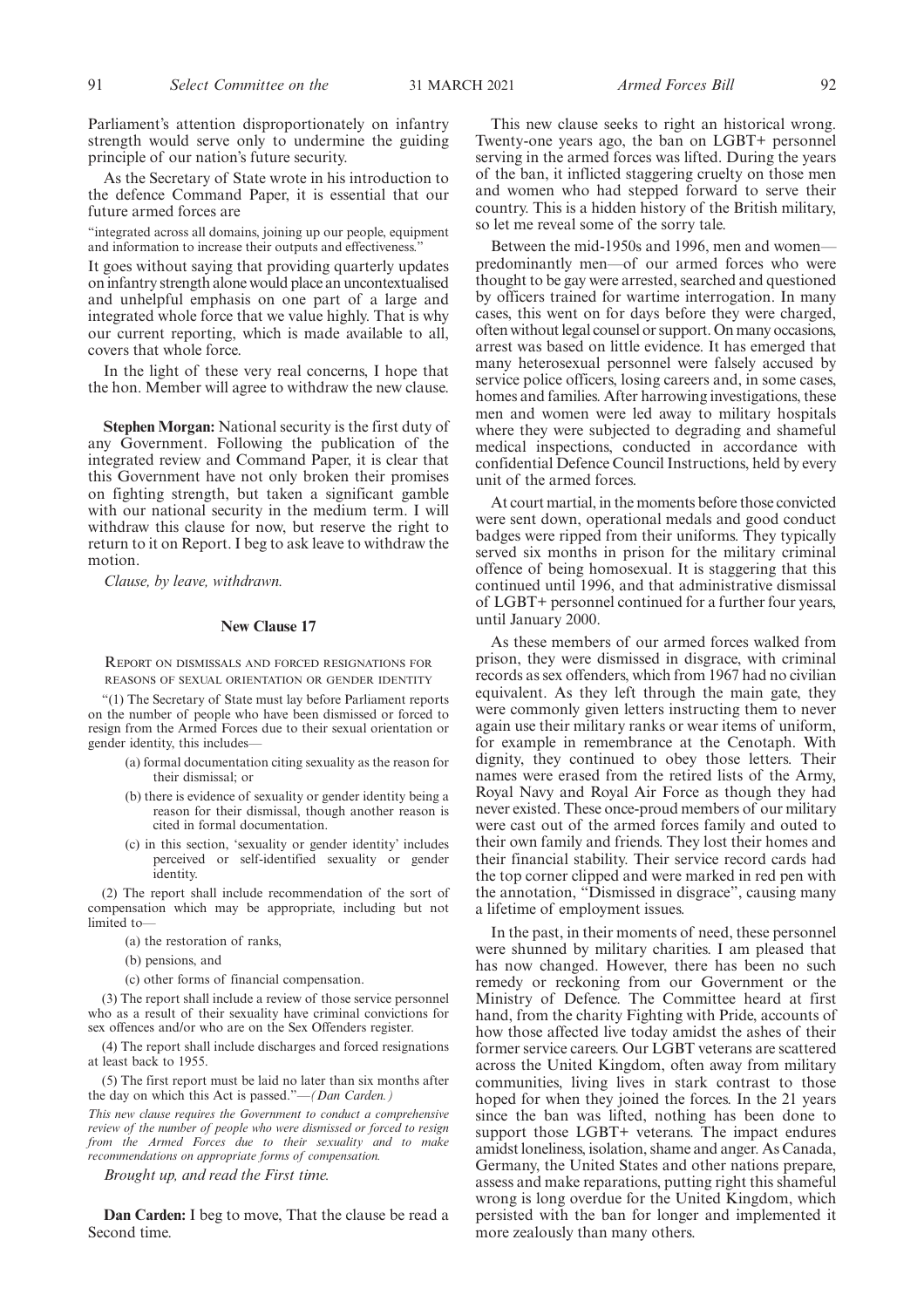Parliament's attention disproportionately on infantry strength would serve only to undermine the guiding principle of our nation's future security.

As the Secretary of State wrote in his introduction to the defence Command Paper, it is essential that our future armed forces are

"integrated across all domains, joining up our people, equipment and information to increase their outputs and effectiveness."

It goes without saying that providing quarterly updates on infantry strength alone would place an uncontextualised and unhelpful emphasis on one part of a large and integrated whole force that we value highly. That is why our current reporting, which is made available to all, covers that whole force.

In the light of these very real concerns, I hope that the hon. Member will agree to withdraw the new clause.

**Stephen Morgan:** National security is the first duty of any Government. Following the publication of the integrated review and Command Paper, it is clear that this Government have not only broken their promises on fighting strength, but taken a significant gamble with our national security in the medium term. I will withdraw this clause for now, but reserve the right to return to it on Report. I beg to ask leave to withdraw the motion.

*Clause, by leave, withdrawn.*

## New Clause 17

REPORT ON DISMISSALS AND FORCED RESIGNATIONS FOR REASONS OF SEXUAL ORIENTATION OR GENDER IDENTITY

"(1) The Secretary of State must lay before Parliament reports on the number of people who have been dismissed or forced to resign from the Armed Forces due to their sexual orientation or gender identity, this includes—

(a) formal documentation citing sexuality as the reason for their dismissal; or

(b) there is evidence of sexuality or gender identity being a reason for their dismissal, though another reason is cited in formal documentation.

(c) in this section, 'sexuality or gender identity' includes perceived or self-identified sexuality or gender identity.

(2) The report shall include recommendation of the sort of compensation which may be appropriate, including but not limited to—

(a) the restoration of ranks,

(b) pensions, and

(c) other forms of financial compensation.

(3) The report shall include a review of those service personnel who as a result of their sexuality have criminal convictions for sex offences and/or who are on the Sex Offenders register.

(4) The report shall include discharges and forced resignations at least back to 1955.

(5) The first report must be laid no later than six months after the day on which this Act is passed."—*(Dan Carden.)*

*This new clause requires the Government to conduct a comprehensive review of the number of people who were dismissed or forced to resign from the Armed Forces due to their sexuality and to make recommendations on appropriate forms of compensation.*

*Brought up, and read the First time.*

**Dan Carden:** I beg to move, That the clause be read a Second time.

This new clause seeks to right an historical wrong. Twenty-one years ago, the ban on LGBT+ personnel serving in the armed forces was lifted. During the years of the ban, it inflicted staggering cruelty on those men and women who had stepped forward to serve their country. This is a hidden history of the British military, so let me reveal some of the sorry tale.

Between the mid-1950s and 1996, men and women—predominantly men—of our armed forces who were thought to be gay were arrested, searched and questioned by officers trained for wartime interrogation. In many cases, this went on for days before they were charged, often without legal counsel or support. On many occasions, arrest was based on little evidence. It has emerged that many heterosexual personnel were falsely accused by service police officers, losing careers and, in some cases, homes and families. After harrowing investigations, these men and women were led away to military hospitals where they were subjected to degrading and shameful medical inspections, conducted in accordance with confidential Defence Council Instructions, held by every unit of the armed forces.

At court martial, in the moments before those convicted were sent down, operational medals and good conduct badges were ripped from their uniforms. They typically served six months in prison for the military criminal offence of being homosexual. It is staggering that this continued until 1996, and that administrative dismissal of LGBT+ personnel continued for a further four years, until January 2000.

As these members of our armed forces walked from prison, they were dismissed in disgrace, with criminal records as sex offenders, which from 1967 had no civilian equivalent. As they left through the main gate, they were commonly given letters instructing them to never again use their military ranks or wear items of uniform, for example in remembrance at the Cenotaph. With dignity, they continued to obey those letters. Their names were erased from the retired lists of the Army, Royal Navy and Royal Air Force as though they had never existed. These once-proud members of our military were cast out of the armed forces family and outed to their own family and friends. They lost their homes and their financial stability. Their service record cards had the top corner clipped and were marked in red pen with the annotation, "Dismissed in disgrace", causing many a lifetime of employment issues.

In the past, in their moments of need, these personnel were shunned by military charities. I am pleased that has now changed. However, there has been no such remedy or reckoning from our Government or the Ministry of Defence. The Committee heard at first hand, from the charity Fighting with Pride, accounts of how those affected live today amidst the ashes of their former service careers. Our LGBT veterans are scattered across the United Kingdom, often away from military communities, living lives in stark contrast to those hoped for when they joined the forces. In the 21 years since the ban was lifted, nothing has been done to support those LGBT+ veterans. The impact endures amidst loneliness, isolation, shame and anger. As Canada, Germany, the United States and other nations prepare, assess and make reparations, putting right this shameful wrong is long overdue for the United Kingdom, which persisted with the ban for longer and implemented it more zealously than many others.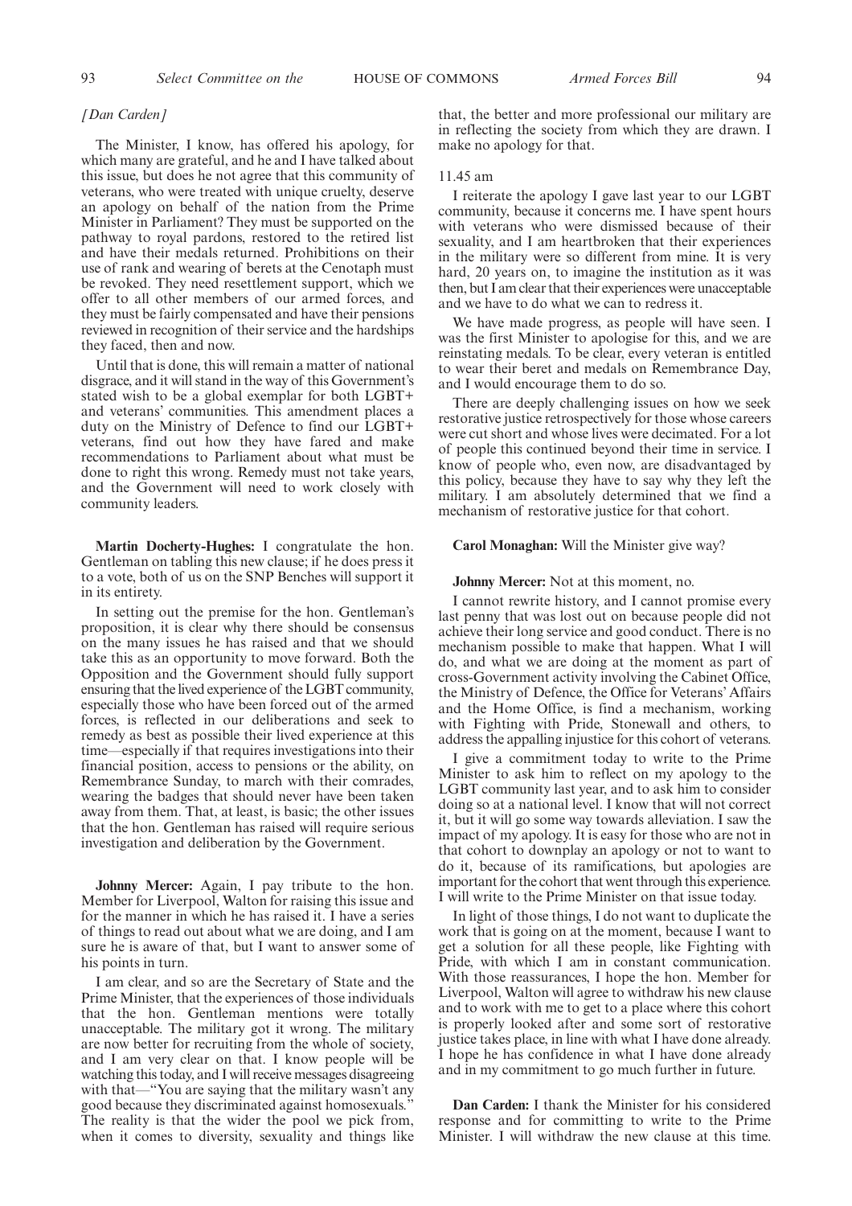*[Dan Carden]*

The Minister, I know, has offered his apology, for which many are grateful, and he and I have talked about this issue, but does he not agree that this community of veterans, who were treated with unique cruelty, deserve an apology on behalf of the nation from the Prime Minister in Parliament? They must be supported on the pathway to royal pardons, restored to the retired list and have their medals returned. Prohibitions on their use of rank and wearing of berets at the Cenotaph must be revoked. They need resettlement support, which we offer to all other members of our armed forces, and they must be fairly compensated and have their pensions reviewed in recognition of their service and the hardships they faced, then and now.

Until that is done, this will remain a matter of national disgrace, and it will stand in the way of this Government's stated wish to be a global exemplar for both LGBT+ and veterans' communities. This amendment places a duty on the Ministry of Defence to find our LGBT+ veterans, find out how they have fared and make recommendations to Parliament about what must be done to right this wrong. Remedy must not take years, and the Government will need to work closely with community leaders.

**Martin Docherty-Hughes:** I congratulate the hon. Gentleman on tabling this new clause; if he does press it to a vote, both of us on the SNP Benches will support it in its entirety.

In setting out the premise for the hon. Gentleman's proposition, it is clear why there should be consensus on the many issues he has raised and that we should take this as an opportunity to move forward. Both the Opposition and the Government should fully support ensuring that the lived experience of the LGBT community, especially those who have been forced out of the armed forces, is reflected in our deliberations and seek to remedy as best as possible their lived experience at this time—especially if that requires investigations into their financial position, access to pensions or the ability, on Remembrance Sunday, to march with their comrades, wearing the badges that should never have been taken away from them. That, at least, is basic; the other issues that the hon. Gentleman has raised will require serious investigation and deliberation by the Government.

**Johnny Mercer:** Again, I pay tribute to the hon. Member for Liverpool, Walton for raising this issue and for the manner in which he has raised it. I have a series of things to read out about what we are doing, and I am sure he is aware of that, but I want to answer some of his points in turn.

I am clear, and so are the Secretary of State and the Prime Minister, that the experiences of those individuals that the hon. Gentleman mentions were totally unacceptable. The military got it wrong. The military are now better for recruiting from the whole of society, and I am very clear on that. I know people will be watching this today, and I will receive messages disagreeing with that—"You are saying that the military wasn't any good because they discriminated against homosexuals." The reality is that the wider the pool we pick from, when it comes to diversity, sexuality and things like that, the better and more professional our military are in reflecting the society from which they are drawn. I make no apology for that.

11.45 am

I reiterate the apology I gave last year to our LGBT community, because it concerns me. I have spent hours with veterans who were dismissed because of their sexuality, and I am heartbroken that their experiences in the military were so different from mine. It is very hard, 20 years on, to imagine the institution as it was then, but I am clear that their experiences were unacceptable and we have to do what we can to redress it.

We have made progress, as people will have seen. I was the first Minister to apologise for this, and we are reinstating medals. To be clear, every veteran is entitled to wear their beret and medals on Remembrance Day, and I would encourage them to do so.

There are deeply challenging issues on how we seek restorative justice retrospectively for those whose careers were cut short and whose lives were decimated. For a lot of people this continued beyond their time in service. I know of people who, even now, are disadvantaged by this policy, because they have to say why they left the military. I am absolutely determined that we find a mechanism of restorative justice for that cohort.

**Carol Monaghan:** Will the Minister give way?

**Johnny Mercer:** Not at this moment, no.

I cannot rewrite history, and I cannot promise every last penny that was lost out on because people did not achieve their long service and good conduct. There is no mechanism possible to make that happen. What I will do, and what we are doing at the moment as part of cross-Government activity involving the Cabinet Office, the Ministry of Defence, the Office for Veterans' Affairs and the Home Office, is find a mechanism, working with Fighting with Pride, Stonewall and others, to address the appalling injustice for this cohort of veterans.

I give a commitment today to write to the Prime Minister to ask him to reflect on my apology to the LGBT community last year, and to ask him to consider doing so at a national level. I know that will not correct it, but it will go some way towards alleviation. I saw the impact of my apology. It is easy for those who are not in that cohort to downplay an apology or not to want to do it, because of its ramifications, but apologies are important for the cohort that went through this experience. I will write to the Prime Minister on that issue today.

In light of those things, I do not want to duplicate the work that is going on at the moment, because I want to get a solution for all these people, like Fighting with Pride, with which I am in constant communication. With those reassurances, I hope the hon. Member for Liverpool, Walton will agree to withdraw his new clause and to work with me to get to a place where this cohort is properly looked after and some sort of restorative justice takes place, in line with what I have done already. I hope he has confidence in what I have done already and in my commitment to go much further in future.

**Dan Carden:** I thank the Minister for his considered response and for committing to write to the Prime Minister. I will withdraw the new clause at this time.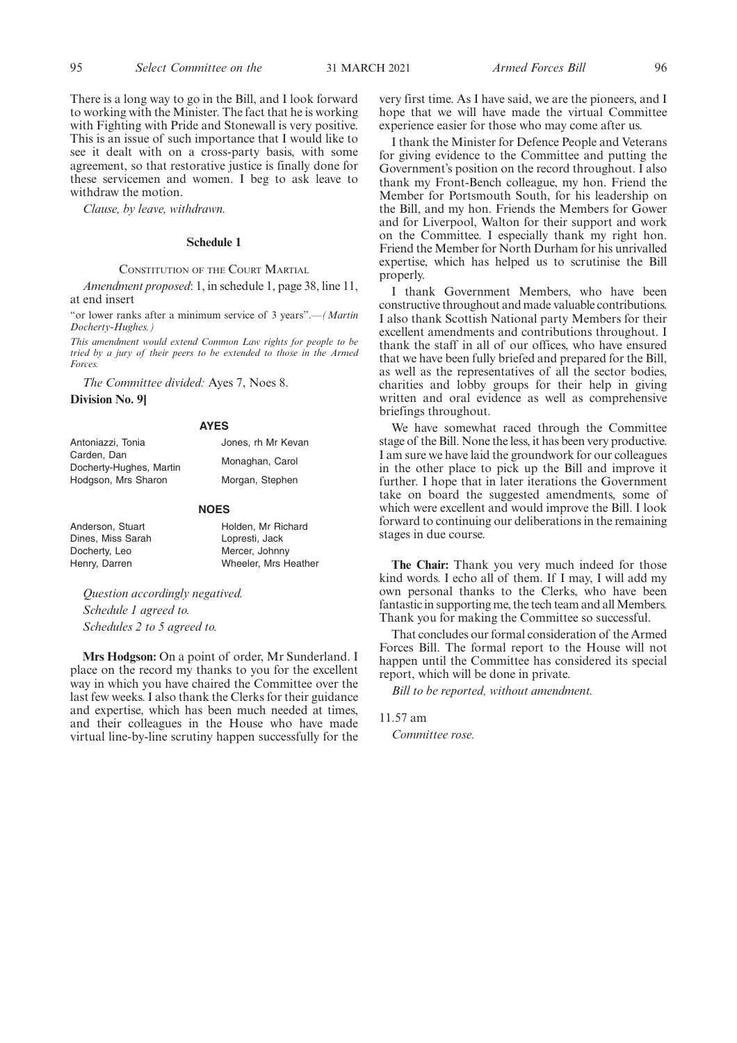There is a long way to go in the Bill, and I look forward to working with the Minister. The fact that he is working with Fighting with Pride and Stonewall is very positive. This is an issue of such importance that I would like to see it dealt with on a cross-party basis, with some agreement, so that restorative justice is finally done for these servicemen and women. I beg to ask leave to withdraw the motion.

*Clause, by leave, withdrawn.*

### Schedule 1

CONSTITUTION OF THE COURT MARTIAL

*Amendment proposed*: 1, in schedule 1, page 38, line 11, at end insert

"or lower ranks after a minimum service of 3 years".—*(Martin Docherty-Hughes.)*

*This amendment would extend Common Law rights for people to be tried by a jury of their peers to be extended to those in the Armed Forces.*

*The Committee divided:* Ayes 7, Noes 8.

**Division No. 9]**

**AYES**

| | |
|---|---|
| Antoniazzi, Tonia | Jones, rh Mr Kevan |
| Carden, Dan | Monaghan, Carol |
| Docherty-Hughes, Martin | |
| Hodgson, Mrs Sharon | Morgan, Stephen |

**NOES**

| | |
|---|---|
| Anderson, Stuart | Holden, Mr Richard |
| Dines, Miss Sarah | Lopresti, Jack |
| Docherty, Leo | Mercer, Johnny |
| Henry, Darren | Wheeler, Mrs Heather |

*Question accordingly negatived.*

*Schedule 1 agreed to.*

*Schedules 2 to 5 agreed to.*

**Mrs Hodgson:** On a point of order, Mr Sunderland. I place on the record my thanks to you for the excellent way in which you have chaired the Committee over the last few weeks. I also thank the Clerks for their guidance and expertise, which has been much needed at times, and their colleagues in the House who have made virtual line-by-line scrutiny happen successfully for the very first time. As I have said, we are the pioneers, and I hope that we will have made the virtual Committee experience easier for those who may come after us.

I thank the Minister for Defence People and Veterans for giving evidence to the Committee and putting the Government's position on the record throughout. I also thank my Front-Bench colleague, my hon. Friend the Member for Portsmouth South, for his leadership on the Bill, and my hon. Friends the Members for Gower and for Liverpool, Walton for their support and work on the Committee. I especially thank my right hon. Friend the Member for North Durham for his unrivalled expertise, which has helped us to scrutinise the Bill properly.

I thank Government Members, who have been constructive throughout and made valuable contributions. I also thank Scottish National party Members for their excellent amendments and contributions throughout. I thank the staff in all of our offices, who have ensured that we have been fully briefed and prepared for the Bill, as well as the representatives of all the sector bodies, charities and lobby groups for their help in giving written and oral evidence as well as comprehensive briefings throughout.

We have somewhat raced through the Committee stage of the Bill. None the less, it has been very productive. I am sure we have laid the groundwork for our colleagues in the other place to pick up the Bill and improve it further. I hope that in later iterations the Government take on board the suggested amendments, some of which were excellent and would improve the Bill. I look forward to continuing our deliberations in the remaining stages in due course.

**The Chair:** Thank you very much indeed for those kind words. I echo all of them. If I may, I will add my own personal thanks to the Clerks, who have been fantastic in supporting me, the tech team and all Members. Thank you for making the Committee so successful.

That concludes our formal consideration of the Armed Forces Bill. The formal report to the House will not happen until the Committee has considered its special report, which will be done in private.

*Bill to be reported, without amendment.*

11.57 am

*Committee rose.*